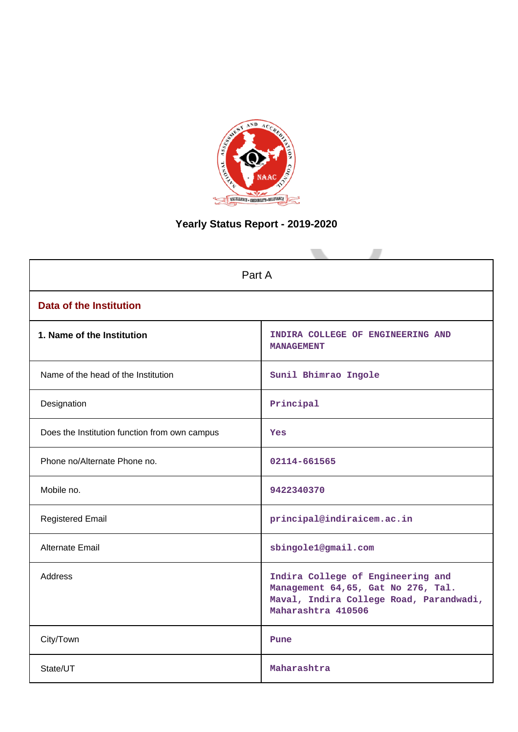# Yearly Status Report - 2019-2020

| Part A | |
|---|---|
| **Data of the Institution** | |
| **1. Name of the Institution** | INDIRA COLLEGE OF ENGINEERING AND MANAGEMENT |
| Name of the head of the Institution | Sunil Bhimrao Ingole |
| Designation | Principal |
| Does the Institution function from own campus | Yes |
| Phone no/Alternate Phone no. | 02114-661565 |
| Mobile no. | 9422340370 |
| Registered Email | principal@indiraicem.ac.in |
| Alternate Email | sbingole1@gmail.com |
| Address | Indira College of Engineering and Management 64,65, Gat No 276, Tal. Maval, Indira College Road, Parandwadi, Maharashtra 410506 |
| City/Town | Pune |
| State/UT | Maharashtra |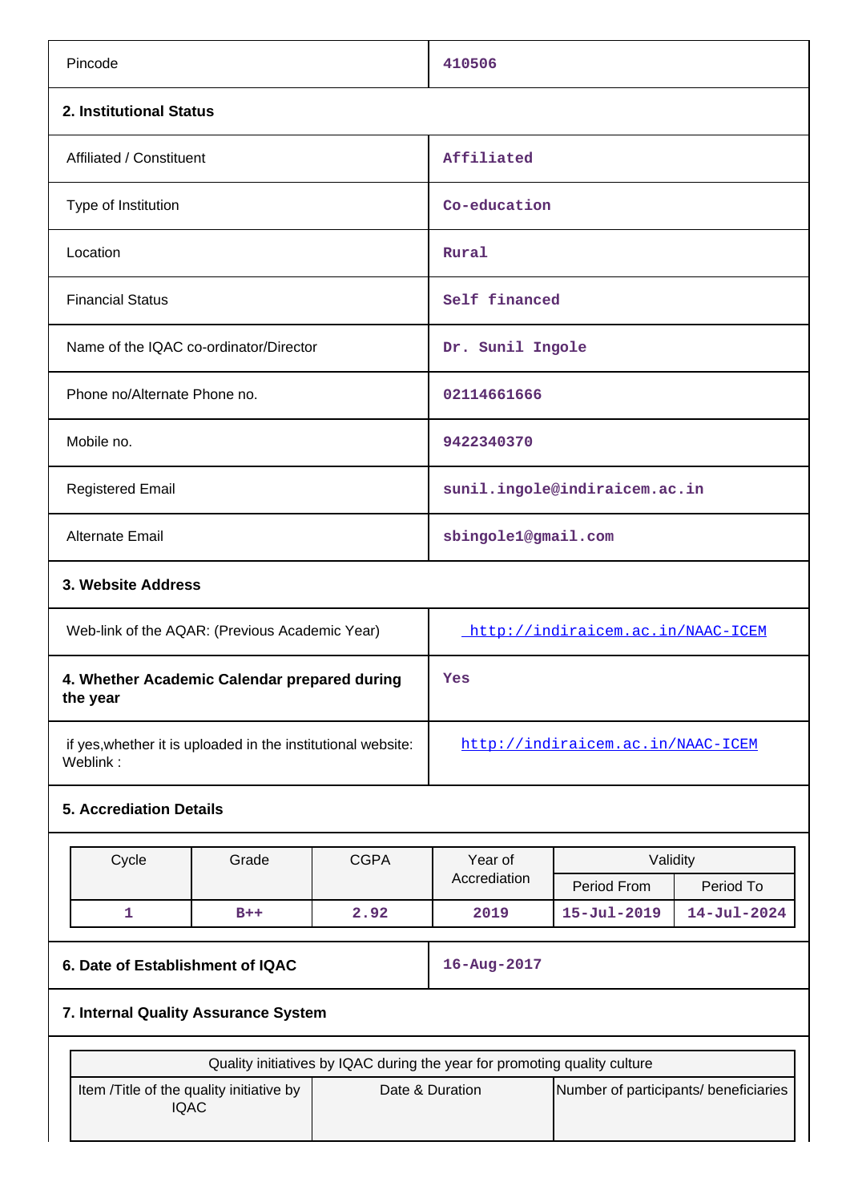| Pincode | 410506 |
|---|---|

**2. Institutional Status**

| Affiliated / Constituent | Affiliated |
|---|---|
| Type of Institution | Co-education |
| Location | Rural |
| Financial Status | Self financed |
| Name of the IQAC co-ordinator/Director | Dr. Sunil Ingole |
| Phone no/Alternate Phone no. | 02114661666 |
| Mobile no. | 9422340370 |
| Registered Email | sunil.ingole@indiraicem.ac.in |
| Alternate Email | sbingole1@gmail.com |

**3. Website Address**

| Web-link of the AQAR: (Previous Academic Year) | http://indiraicem.ac.in/NAAC-ICEM |
|---|---|
| **4. Whether Academic Calendar prepared during the year** | Yes |
| if yes,whether it is uploaded in the institutional website: Weblink : | http://indiraicem.ac.in/NAAC-ICEM |

**5. Accrediation Details**

| Cycle | Grade | CGPA | Year of Accrediation | Validity | |
|---|---|---|---|---|---|
| | | | | Period From | Period To |
| 1 | B++ | 2.92 | 2019 | 15-Jul-2019 | 14-Jul-2024 |

| **6. Date of Establishment of IQAC** | 16-Aug-2017 |
|---|---|

**7. Internal Quality Assurance System**

| Quality initiatives by IQAC during the year for promoting quality culture | | |
|---|---|---|
| Item /Title of the quality initiative by IQAC | Date & Duration | Number of participants/ beneficiaries |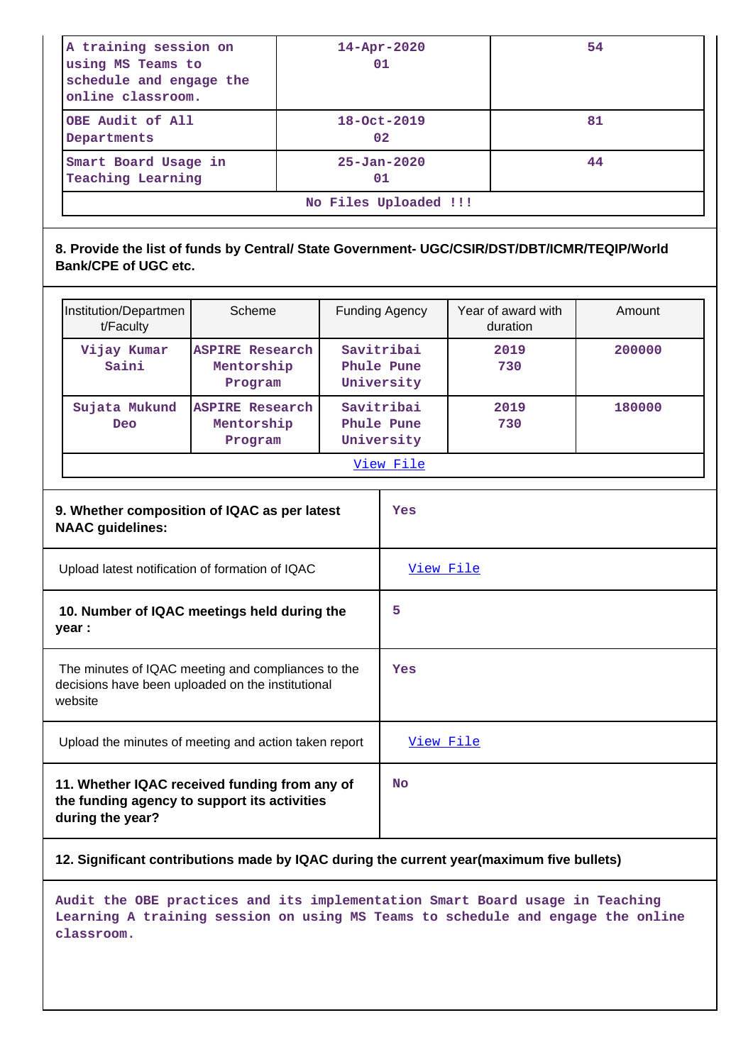| | | |
|---|---|---|
| A training session on using MS Teams to schedule and engage the online classroom. | 14-Apr-2020<br>01 | 54 |
| OBE Audit of All Departments | 18-Oct-2019<br>02 | 81 |
| Smart Board Usage in Teaching Learning | 25-Jan-2020<br>01 | 44 |
| No Files Uploaded !!! | | |

**8. Provide the list of funds by Central/ State Government- UGC/CSIR/DST/DBT/ICMR/TEQIP/World Bank/CPE of UGC etc.**

| Institution/Department/Faculty | Scheme | Funding Agency | Year of award with duration | Amount |
|---|---|---|---|---|
| Vijay Kumar Saini | ASPIRE Research Mentorship Program | Savitribai Phule Pune University | 2019<br>730 | 200000 |
| Sujata Mukund Deo | ASPIRE Research Mentorship Program | Savitribai Phule Pune University | 2019<br>730 | 180000 |
| View File | | | | |

| | |
|---|---|
| **9. Whether composition of IQAC as per latest NAAC guidelines:** | Yes |
| Upload latest notification of formation of IQAC | View File |
| **10. Number of IQAC meetings held during the year :** | 5 |
| The minutes of IQAC meeting and compliances to the decisions have been uploaded on the institutional website | Yes |
| Upload the minutes of meeting and action taken report | View File |
| **11. Whether IQAC received funding from any of the funding agency to support its activities during the year?** | No |

**12. Significant contributions made by IQAC during the current year(maximum five bullets)**

Audit the OBE practices and its implementation Smart Board usage in Teaching Learning A training session on using MS Teams to schedule and engage the online classroom.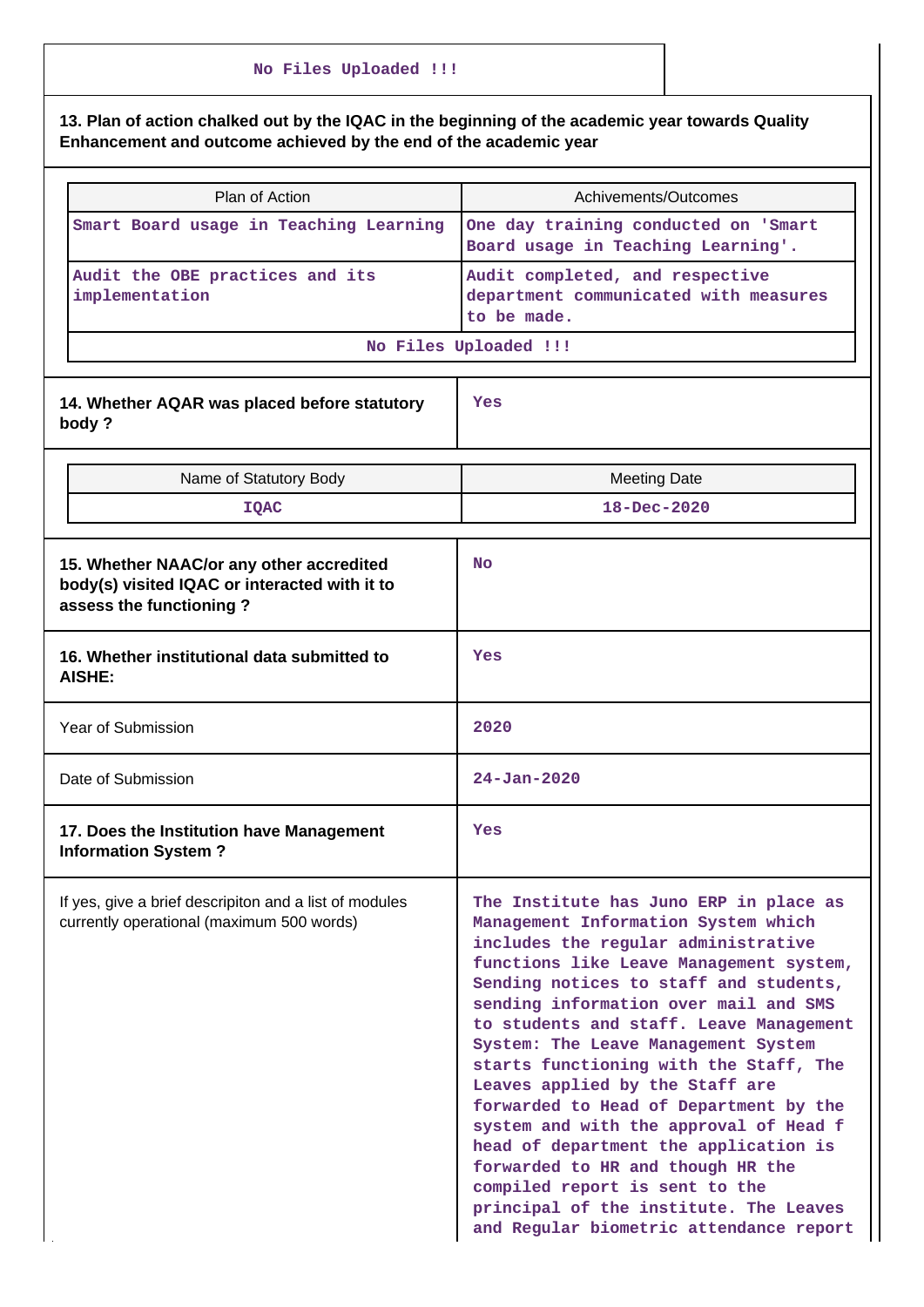No Files Uploaded !!!

**13. Plan of action chalked out by the IQAC in the beginning of the academic year towards Quality Enhancement and outcome achieved by the end of the academic year**

| Plan of Action | Achivements/Outcomes |
|---|---|
| Smart Board usage in Teaching Learning | One day training conducted on 'Smart Board usage in Teaching Learning'. |
| Audit the OBE practices and its implementation | Audit completed, and respective department communicated with measures to be made. |

No Files Uploaded !!!

| | |
|---|---|
| **14. Whether AQAR was placed before statutory body ?** | Yes |

| Name of Statutory Body | Meeting Date |
|---|---|
| IQAC | 18-Dec-2020 |

| | |
|---|---|
| **15. Whether NAAC/or any other accredited body(s) visited IQAC or interacted with it to assess the functioning ?** | No |
| **16. Whether institutional data submitted to AISHE:** | Yes |
| Year of Submission | 2020 |
| Date of Submission | 24-Jan-2020 |
| **17. Does the Institution have Management Information System ?** | Yes |
| If yes, give a brief descripiton and a list of modules currently operational (maximum 500 words) | The Institute has Juno ERP in place as Management Information System which includes the regular administrative functions like Leave Management system, Sending notices to staff and students, sending information over mail and SMS to students and staff. Leave Management System: The Leave Management System starts functioning with the Staff, The Leaves applied by the Staff are forwarded to Head of Department by the system and with the approval of Head f head of department the application is forwarded to HR and though HR the compiled report is sent to the principal of the institute. The Leaves and Regular biometric attendance report |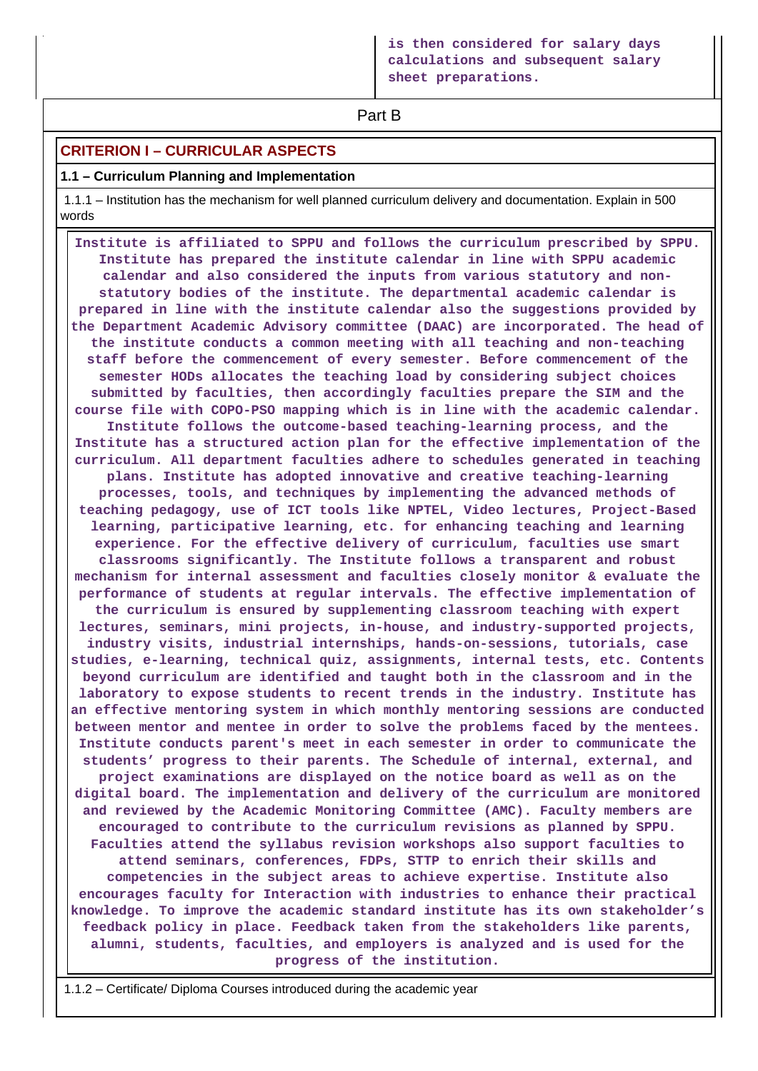is then considered for salary days calculations and subsequent salary sheet preparations.

## Part B

### CRITERION I – CURRICULAR ASPECTS

**1.1 – Curriculum Planning and Implementation**

1.1.1 – Institution has the mechanism for well planned curriculum delivery and documentation. Explain in 500 words

**Institute is affiliated to SPPU and follows the curriculum prescribed by SPPU. Institute has prepared the institute calendar in line with SPPU academic calendar and also considered the inputs from various statutory and non-statutory bodies of the institute. The departmental academic calendar is prepared in line with the institute calendar also the suggestions provided by the Department Academic Advisory committee (DAAC) are incorporated. The head of the institute conducts a common meeting with all teaching and non-teaching staff before the commencement of every semester. Before commencement of the semester HODs allocates the teaching load by considering subject choices submitted by faculties, then accordingly faculties prepare the SIM and the course file with COPO-PSO mapping which is in line with the academic calendar. Institute follows the outcome-based teaching-learning process, and the Institute has a structured action plan for the effective implementation of the curriculum. All department faculties adhere to schedules generated in teaching plans. Institute has adopted innovative and creative teaching-learning processes, tools, and techniques by implementing the advanced methods of teaching pedagogy, use of ICT tools like NPTEL, Video lectures, Project-Based learning, participative learning, etc. for enhancing teaching and learning experience. For the effective delivery of curriculum, faculties use smart classrooms significantly. The Institute follows a transparent and robust mechanism for internal assessment and faculties closely monitor & evaluate the performance of students at regular intervals. The effective implementation of the curriculum is ensured by supplementing classroom teaching with expert lectures, seminars, mini projects, in-house, and industry-supported projects, industry visits, industrial internships, hands-on-sessions, tutorials, case studies, e-learning, technical quiz, assignments, internal tests, etc. Contents beyond curriculum are identified and taught both in the classroom and in the laboratory to expose students to recent trends in the industry. Institute has an effective mentoring system in which monthly mentoring sessions are conducted between mentor and mentee in order to solve the problems faced by the mentees. Institute conducts parent's meet in each semester in order to communicate the students' progress to their parents. The Schedule of internal, external, and project examinations are displayed on the notice board as well as on the digital board. The implementation and delivery of the curriculum are monitored and reviewed by the Academic Monitoring Committee (AMC). Faculty members are encouraged to contribute to the curriculum revisions as planned by SPPU. Faculties attend the syllabus revision workshops also support faculties to attend seminars, conferences, FDPs, STTP to enrich their skills and competencies in the subject areas to achieve expertise. Institute also encourages faculty for Interaction with industries to enhance their practical knowledge. To improve the academic standard institute has its own stakeholder's feedback policy in place. Feedback taken from the stakeholders like parents, alumni, students, faculties, and employers is analyzed and is used for the progress of the institution.**

1.1.2 – Certificate/ Diploma Courses introduced during the academic year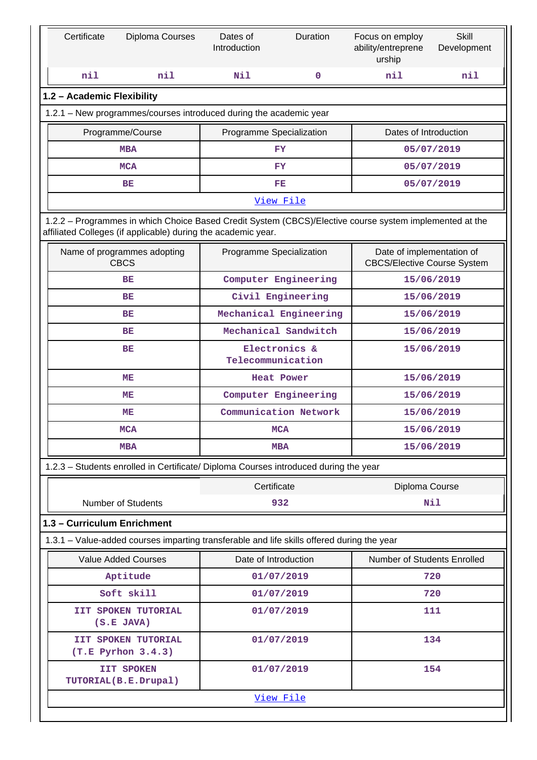| Certificate | Diploma Courses | Dates of Introduction | Duration | Focus on employ ability/entrepreneurship | Skill Development |
|---|---|---|---|---|---|
| nil | nil | Nil | 0 | nil | nil |

**1.2 – Academic Flexibility**

1.2.1 – New programmes/courses introduced during the academic year

| Programme/Course | Programme Specialization | Dates of Introduction |
|---|---|---|
| MBA | FY | 05/07/2019 |
| MCA | FY | 05/07/2019 |
| BE | FE | 05/07/2019 |
| View File | | |

1.2.2 – Programmes in which Choice Based Credit System (CBCS)/Elective course system implemented at the affiliated Colleges (if applicable) during the academic year.

| Name of programmes adopting CBCS | Programme Specialization | Date of implementation of CBCS/Elective Course System |
|---|---|---|
| BE | Computer Engineering | 15/06/2019 |
| BE | Civil Engineering | 15/06/2019 |
| BE | Mechanical Engineering | 15/06/2019 |
| BE | Mechanical Sandwitch | 15/06/2019 |
| BE | Electronics & Telecommunication | 15/06/2019 |
| ME | Heat Power | 15/06/2019 |
| ME | Computer Engineering | 15/06/2019 |
| ME | Communication Network | 15/06/2019 |
| MCA | MCA | 15/06/2019 |
| MBA | MBA | 15/06/2019 |

1.2.3 – Students enrolled in Certificate/ Diploma Courses introduced during the year

| | Certificate | Diploma Course |
|---|---|---|
| Number of Students | 932 | Nil |

**1.3 – Curriculum Enrichment**

1.3.1 – Value-added courses imparting transferable and life skills offered during the year

| Value Added Courses | Date of Introduction | Number of Students Enrolled |
|---|---|---|
| Aptitude | 01/07/2019 | 720 |
| Soft skill | 01/07/2019 | 720 |
| IIT SPOKEN TUTORIAL (S.E JAVA) | 01/07/2019 | 111 |
| IIT SPOKEN TUTORIAL (T.E Pyrhon 3.4.3) | 01/07/2019 | 134 |
| IIT SPOKEN TUTORIAL(B.E.Drupal) | 01/07/2019 | 154 |
| View File | | |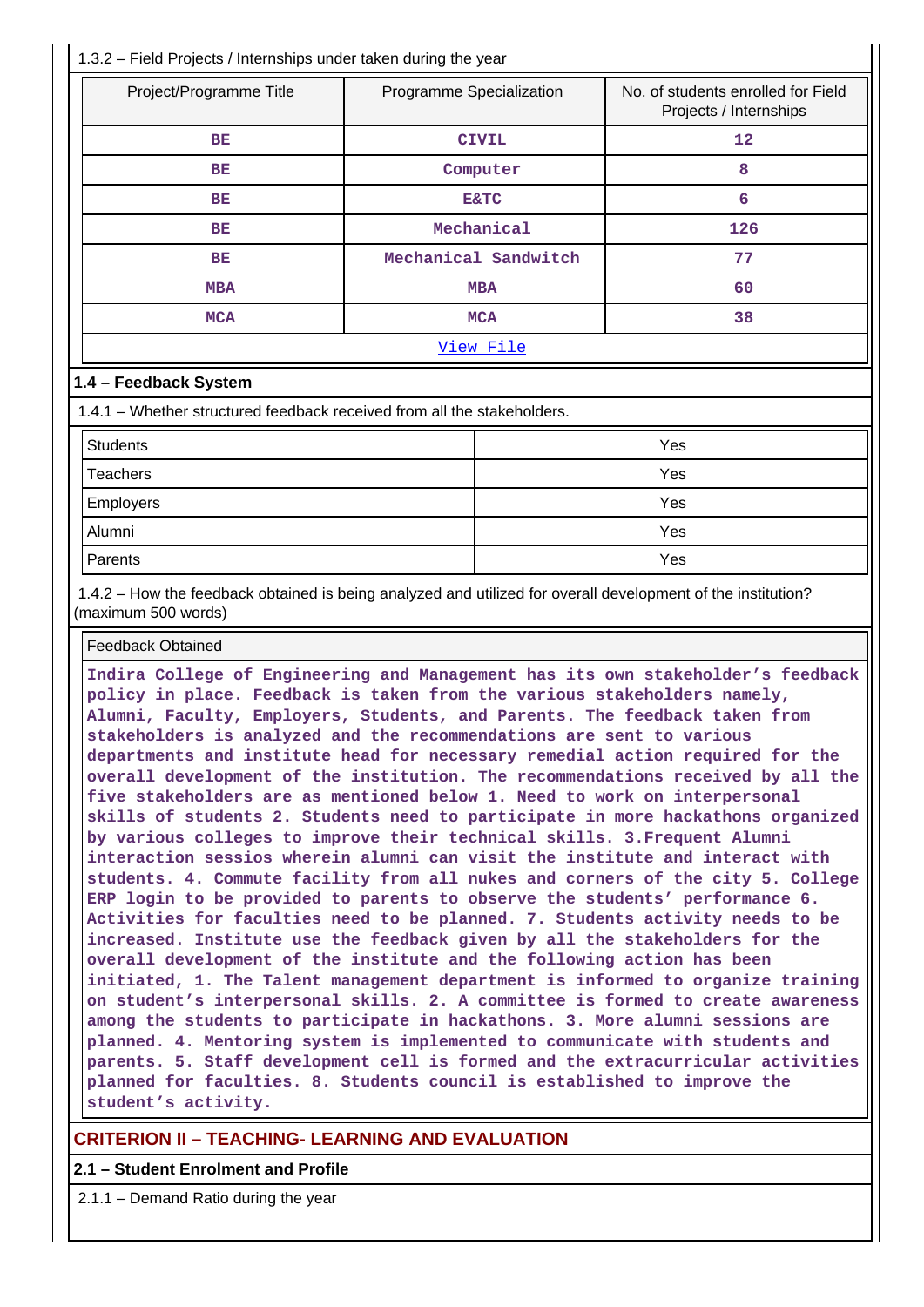1.3.2 – Field Projects / Internships under taken during the year

| Project/Programme Title | Programme Specialization | No. of students enrolled for Field Projects / Internships |
|---|---|---|
| BE | CIVIL | 12 |
| BE | Computer | 8 |
| BE | E&TC | 6 |
| BE | Mechanical | 126 |
| BE | Mechanical Sandwitch | 77 |
| MBA | MBA | 60 |
| MCA | MCA | 38 |

View File

## 1.4 – Feedback System

1.4.1 – Whether structured feedback received from all the stakeholders.

| Stakeholder | Feedback received |
|---|---|
| Students | Yes |
| Teachers | Yes |
| Employers | Yes |
| Alumni | Yes |
| Parents | Yes |

1.4.2 – How the feedback obtained is being analyzed and utilized for overall development of the institution? (maximum 500 words)

Feedback Obtained

Indira College of Engineering and Management has its own stakeholder's feedback policy in place. Feedback is taken from the various stakeholders namely, Alumni, Faculty, Employers, Students, and Parents. The feedback taken from stakeholders is analyzed and the recommendations are sent to various departments and institute head for necessary remedial action required for the overall development of the institution. The recommendations received by all the five stakeholders are as mentioned below 1. Need to work on interpersonal skills of students 2. Students need to participate in more hackathons organized by various colleges to improve their technical skills. 3.Frequent Alumni interaction sessions wherein alumni can visit the institute and interact with students. 4. Commute facility from all nukes and corners of the city 5. College ERP login to be provided to parents to observe the students' performance 6. Activities for faculties need to be planned. 7. Students activity needs to be increased. Institute use the feedback given by all the stakeholders for the overall development of the institute and the following action has been initiated, 1. The Talent management department is informed to organize training on student's interpersonal skills. 2. A committee is formed to create awareness among the students to participate in hackathons. 3. More alumni sessions are planned. 4. Mentoring system is implemented to communicate with students and parents. 5. Staff development cell is formed and the extracurricular activities planned for faculties. 8. Students council is established to improve the student's activity.

# CRITERION II – TEACHING- LEARNING AND EVALUATION

## 2.1 – Student Enrolment and Profile

2.1.1 – Demand Ratio during the year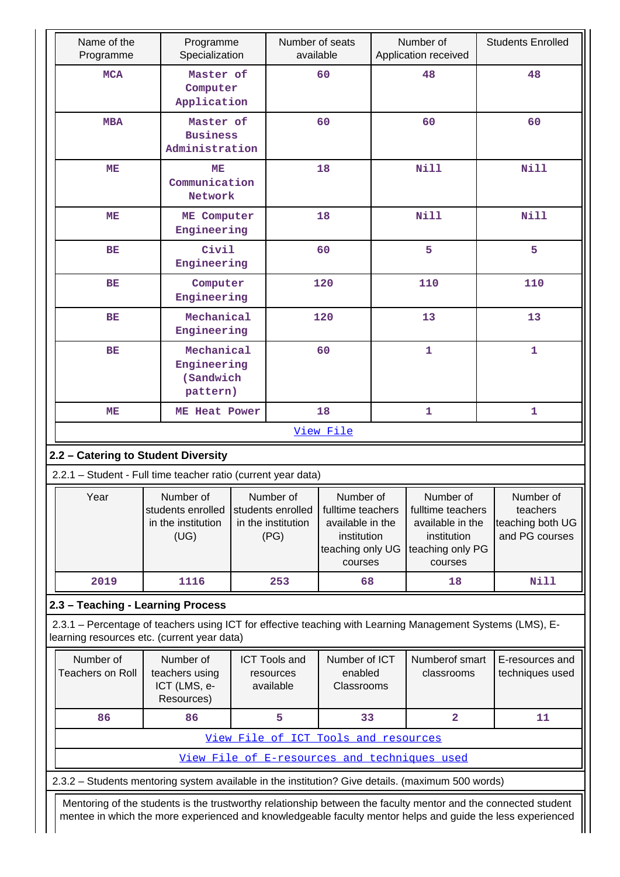| Name of the Programme | Programme Specialization | Number of seats available | Number of Application received | Students Enrolled |
|---|---|---|---|---|
| MCA | Master of Computer Application | 60 | 48 | 48 |
| MBA | Master of Business Administration | 60 | 60 | 60 |
| ME | ME Communication Network | 18 | Nill | Nill |
| ME | ME Computer Engineering | 18 | Nill | Nill |
| BE | Civil Engineering | 60 | 5 | 5 |
| BE | Computer Engineering | 120 | 110 | 110 |
| BE | Mechanical Engineering | 120 | 13 | 13 |
| BE | Mechanical Engineering (Sandwich pattern) | 60 | 1 | 1 |
| ME | ME Heat Power | 18 | 1 | 1 |

View File

## 2.2 – Catering to Student Diversity

2.2.1 – Student - Full time teacher ratio (current year data)

| Year | Number of students enrolled in the institution (UG) | Number of students enrolled in the institution (PG) | Number of fulltime teachers available in the institution teaching only UG courses | Number of fulltime teachers available in the institution teaching only PG courses | Number of teachers teaching both UG and PG courses |
|---|---|---|---|---|---|
| 2019 | 1116 | 253 | 68 | 18 | Nill |

## 2.3 – Teaching - Learning Process

2.3.1 – Percentage of teachers using ICT for effective teaching with Learning Management Systems (LMS), E-learning resources etc. (current year data)

| Number of Teachers on Roll | Number of teachers using ICT (LMS, e-Resources) | ICT Tools and resources available | Number of ICT enabled Classrooms | Numberof smart classrooms | E-resources and techniques used |
|---|---|---|---|---|---|
| 86 | 86 | 5 | 33 | 2 | 11 |

View File of ICT Tools and resources

View File of E-resources and techniques used

2.3.2 – Students mentoring system available in the institution? Give details. (maximum 500 words)

Mentoring of the students is the trustworthy relationship between the faculty mentor and the connected student mentee in which the more experienced and knowledgeable faculty mentor helps and guide the less experienced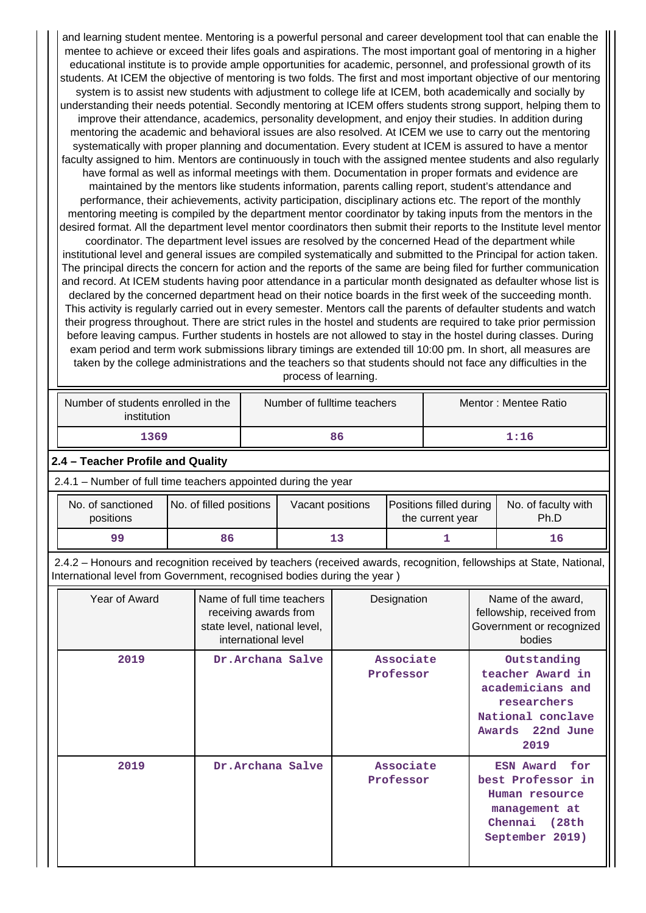and learning student mentee. Mentoring is a powerful personal and career development tool that can enable the mentee to achieve or exceed their lifes goals and aspirations. The most important goal of mentoring in a higher educational institute is to provide ample opportunities for academic, personnel, and professional growth of its students. At ICEM the objective of mentoring is two folds. The first and most important objective of our mentoring system is to assist new students with adjustment to college life at ICEM, both academically and socially by understanding their needs potential. Secondly mentoring at ICEM offers students strong support, helping them to improve their attendance, academics, personality development, and enjoy their studies. In addition during mentoring the academic and behavioral issues are also resolved. At ICEM we use to carry out the mentoring systematically with proper planning and documentation. Every student at ICEM is assured to have a mentor faculty assigned to him. Mentors are continuously in touch with the assigned mentee students and also regularly have formal as well as informal meetings with them. Documentation in proper formats and evidence are maintained by the mentors like students information, parents calling report, student's attendance and performance, their achievements, activity participation, disciplinary actions etc. The report of the monthly mentoring meeting is compiled by the department mentor coordinator by taking inputs from the mentors in the desired format. All the department level mentor coordinators then submit their reports to the Institute level mentor coordinator. The department level issues are resolved by the concerned Head of the department while institutional level and general issues are compiled systematically and submitted to the Principal for action taken. The principal directs the concern for action and the reports of the same are being filed for further communication and record. At ICEM students having poor attendance in a particular month designated as defaulter whose list is declared by the concerned department head on their notice boards in the first week of the succeeding month. This activity is regularly carried out in every semester. Mentors call the parents of defaulter students and watch their progress throughout. There are strict rules in the hostel and students are required to take prior permission before leaving campus. Further students in hostels are not allowed to stay in the hostel during classes. During exam period and term work submissions library timings are extended till 10:00 pm. In short, all measures are taken by the college administrations and the teachers so that students should not face any difficulties in the process of learning.

| Number of students enrolled in the institution | Number of fulltime teachers | Mentor : Mentee Ratio |
|---|---|---|
| 1369 | 86 | 1:16 |

**2.4 – Teacher Profile and Quality**

2.4.1 – Number of full time teachers appointed during the year

| No. of sanctioned positions | No. of filled positions | Vacant positions | Positions filled during the current year | No. of faculty with Ph.D |
|---|---|---|---|---|
| 99 | 86 | 13 | 1 | 16 |

2.4.2 – Honours and recognition received by teachers (received awards, recognition, fellowships at State, National, International level from Government, recognised bodies during the year )

| Year of Award | Name of full time teachers receiving awards from state level, national level, international level | Designation | Name of the award, fellowship, received from Government or recognized bodies |
|---|---|---|---|
| 2019 | Dr.Archana Salve | Associate Professor | Outstanding teacher Award in academicians and researchers National conclave Awards 22nd June 2019 |
| 2019 | Dr.Archana Salve | Associate Professor | ESN Award for best Professor in Human resource management at Chennai (28th September 2019) |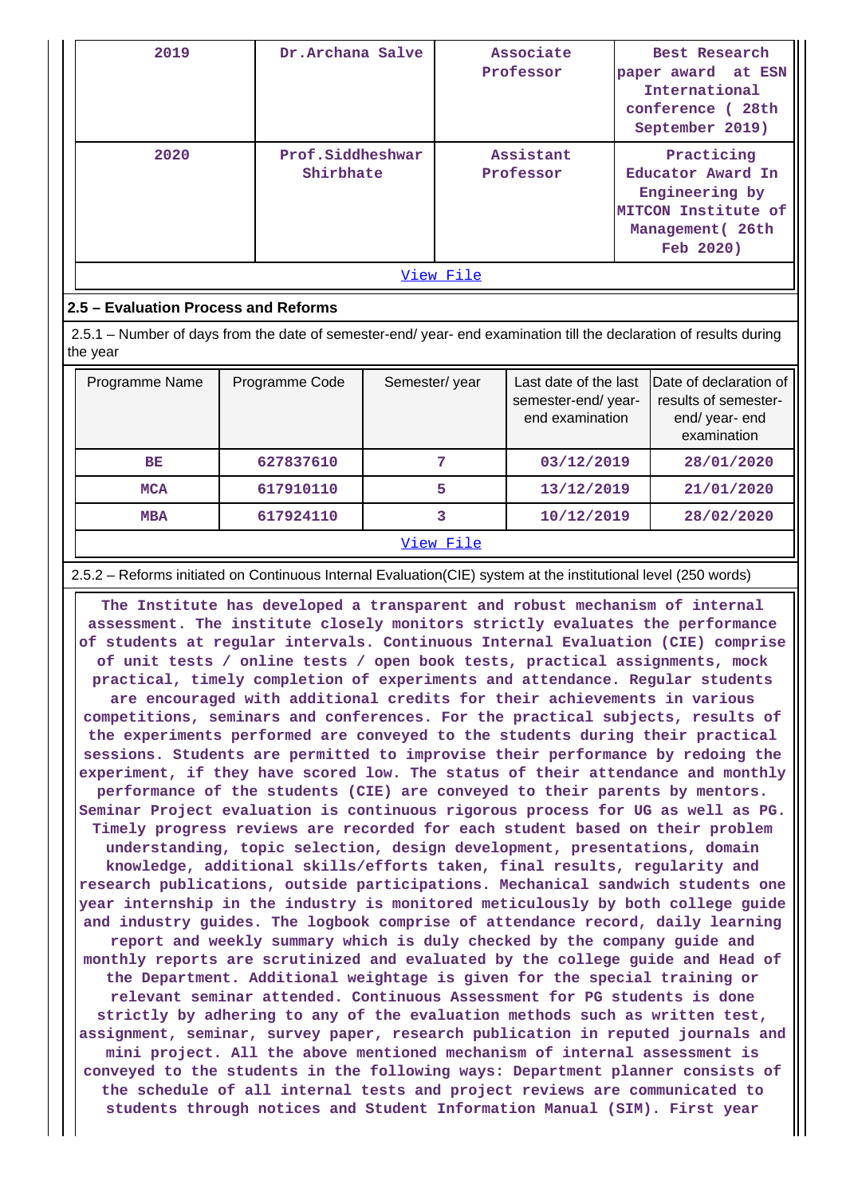| 2019 | Dr.Archana Salve | Associate Professor | Best Research paper award at ESN International conference ( 28th September 2019) |
|---|---|---|---|
| 2020 | Prof.Siddheshwar Shirbhate | Assistant Professor | Practicing Educator Award In Engineering by MITCON Institute of Management( 26th Feb 2020) |

View File

## 2.5 – Evaluation Process and Reforms

2.5.1 – Number of days from the date of semester-end/ year- end examination till the declaration of results during the year

| Programme Name | Programme Code | Semester/ year | Last date of the last semester-end/ year- end examination | Date of declaration of results of semester- end/ year- end examination |
|---|---|---|---|---|
| BE | 627837610 | 7 | 03/12/2019 | 28/01/2020 |
| MCA | 617910110 | 5 | 13/12/2019 | 21/01/2020 |
| MBA | 617924110 | 3 | 10/12/2019 | 28/02/2020 |

View File

2.5.2 – Reforms initiated on Continuous Internal Evaluation(CIE) system at the institutional level (250 words)

The Institute has developed a transparent and robust mechanism of internal assessment. The institute closely monitors strictly evaluates the performance of students at regular intervals. Continuous Internal Evaluation (CIE) comprise of unit tests / online tests / open book tests, practical assignments, mock practical, timely completion of experiments and attendance. Regular students are encouraged with additional credits for their achievements in various competitions, seminars and conferences. For the practical subjects, results of the experiments performed are conveyed to the students during their practical sessions. Students are permitted to improvise their performance by redoing the experiment, if they have scored low. The status of their attendance and monthly performance of the students (CIE) are conveyed to their parents by mentors. Seminar Project evaluation is continuous rigorous process for UG as well as PG. Timely progress reviews are recorded for each student based on their problem understanding, topic selection, design development, presentations, domain knowledge, additional skills/efforts taken, final results, regularity and research publications, outside participations. Mechanical sandwich students one year internship in the industry is monitored meticulously by both college guide and industry guides. The logbook comprise of attendance record, daily learning report and weekly summary which is duly checked by the company guide and monthly reports are scrutinized and evaluated by the college guide and Head of the Department. Additional weightage is given for the special training or relevant seminar attended. Continuous Assessment for PG students is done strictly by adhering to any of the evaluation methods such as written test, assignment, seminar, survey paper, research publication in reputed journals and mini project. All the above mentioned mechanism of internal assessment is conveyed to the students in the following ways: Department planner consists of the schedule of all internal tests and project reviews are communicated to students through notices and Student Information Manual (SIM). First year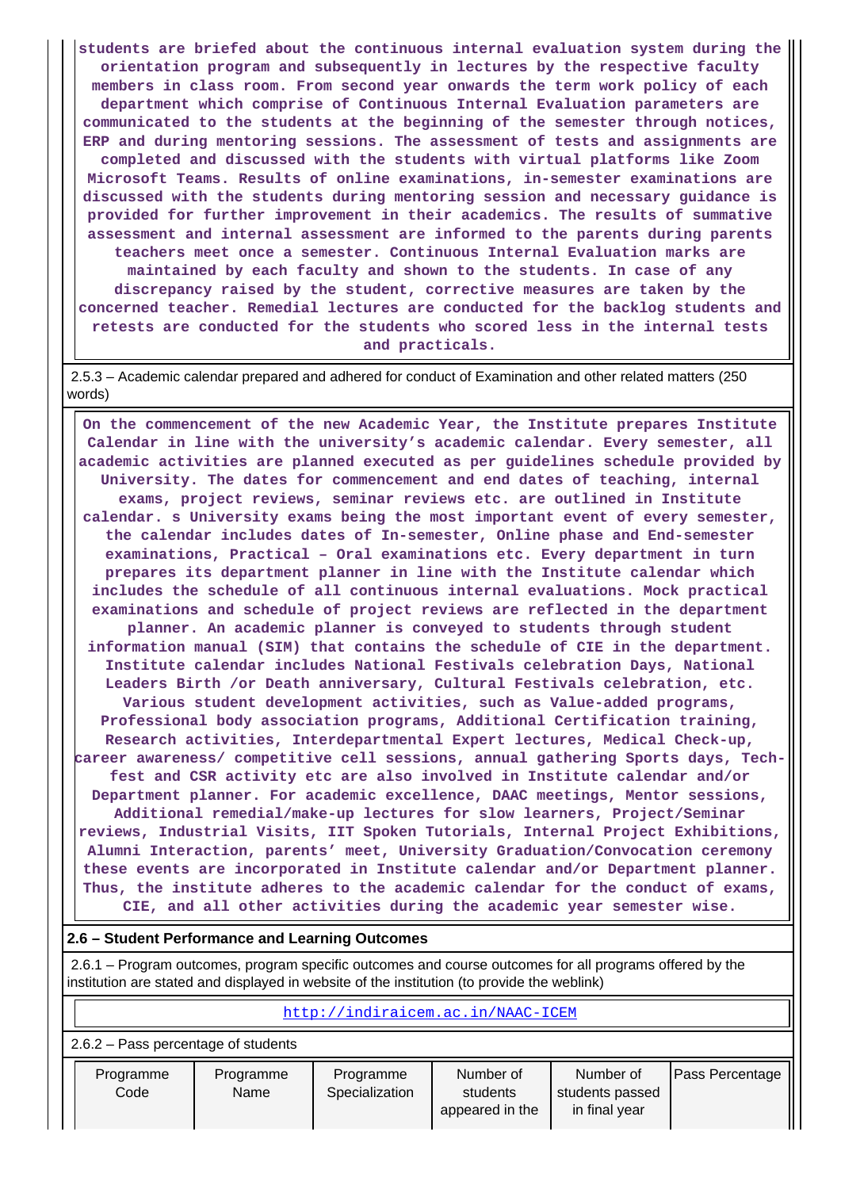students are briefed about the continuous internal evaluation system during the orientation program and subsequently in lectures by the respective faculty members in class room. From second year onwards the term work policy of each department which comprise of Continuous Internal Evaluation parameters are communicated to the students at the beginning of the semester through notices, ERP and during mentoring sessions. The assessment of tests and assignments are completed and discussed with the students with virtual platforms like Zoom Microsoft Teams. Results of online examinations, in-semester examinations are discussed with the students during mentoring session and necessary guidance is provided for further improvement in their academics. The results of summative assessment and internal assessment are informed to the parents during parents teachers meet once a semester. Continuous Internal Evaluation marks are maintained by each faculty and shown to the students. In case of any discrepancy raised by the student, corrective measures are taken by the concerned teacher. Remedial lectures are conducted for the backlog students and retests are conducted for the students who scored less in the internal tests and practicals.

2.5.3 – Academic calendar prepared and adhered for conduct of Examination and other related matters (250 words)

On the commencement of the new Academic Year, the Institute prepares Institute Calendar in line with the university's academic calendar. Every semester, all academic activities are planned executed as per guidelines schedule provided by University. The dates for commencement and end dates of teaching, internal exams, project reviews, seminar reviews etc. are outlined in Institute calendar. s University exams being the most important event of every semester, the calendar includes dates of In-semester, Online phase and End-semester examinations, Practical – Oral examinations etc. Every department in turn prepares its department planner in line with the Institute calendar which includes the schedule of all continuous internal evaluations. Mock practical examinations and schedule of project reviews are reflected in the department planner. An academic planner is conveyed to students through student information manual (SIM) that contains the schedule of CIE in the department. Institute calendar includes National Festivals celebration Days, National Leaders Birth /or Death anniversary, Cultural Festivals celebration, etc. Various student development activities, such as Value-added programs, Professional body association programs, Additional Certification training, Research activities, Interdepartmental Expert lectures, Medical Check-up, career awareness/ competitive cell sessions, annual gathering Sports days, Tech-fest and CSR activity etc are also involved in Institute calendar and/or Department planner. For academic excellence, DAAC meetings, Mentor sessions, Additional remedial/make-up lectures for slow learners, Project/Seminar reviews, Industrial Visits, IIT Spoken Tutorials, Internal Project Exhibitions, Alumni Interaction, parents' meet, University Graduation/Convocation ceremony these events are incorporated in Institute calendar and/or Department planner. Thus, the institute adheres to the academic calendar for the conduct of exams, CIE, and all other activities during the academic year semester wise.

**2.6 – Student Performance and Learning Outcomes**

2.6.1 – Program outcomes, program specific outcomes and course outcomes for all programs offered by the institution are stated and displayed in website of the institution (to provide the weblink)

http://indiraicem.ac.in/NAAC-ICEM

2.6.2 – Pass percentage of students

| Programme Code | Programme Name | Programme Specialization | Number of students appeared in the | Number of students passed in final year | Pass Percentage |
|---|---|---|---|---|---|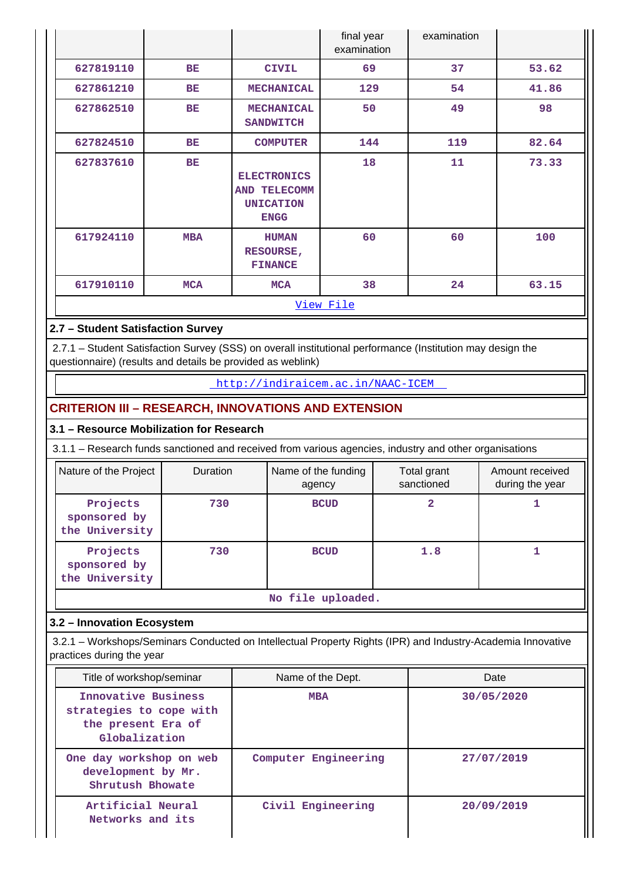| | | | final year examination | examination | |
|---|---|---|---|---|---|
| 627819110 | BE | CIVIL | 69 | 37 | 53.62 |
| 627861210 | BE | MECHANICAL | 129 | 54 | 41.86 |
| 627862510 | BE | MECHANICAL SANDWITCH | 50 | 49 | 98 |
| 627824510 | BE | COMPUTER | 144 | 119 | 82.64 |
| 627837610 | BE | ELECTRONICS AND TELECOMMUNICATION ENGG | 18 | 11 | 73.33 |
| 617924110 | MBA | HUMAN RESOURSE, FINANCE | 60 | 60 | 100 |
| 617910110 | MCA | MCA | 38 | 24 | 63.15 |

View File

### 2.7 – Student Satisfaction Survey

2.7.1 – Student Satisfaction Survey (SSS) on overall institutional performance (Institution may design the questionnaire) (results and details be provided as weblink)

http://indiraicem.ac.in/NAAC-ICEM

## CRITERION III – RESEARCH, INNOVATIONS AND EXTENSION

### 3.1 – Resource Mobilization for Research

3.1.1 – Research funds sanctioned and received from various agencies, industry and other organisations

| Nature of the Project | Duration | Name of the funding agency | Total grant sanctioned | Amount received during the year |
|---|---|---|---|---|
| Projects sponsored by the University | 730 | BCUD | 2 | 1 |
| Projects sponsored by the University | 730 | BCUD | 1.8 | 1 |

No file uploaded.

### 3.2 – Innovation Ecosystem

3.2.1 – Workshops/Seminars Conducted on Intellectual Property Rights (IPR) and Industry-Academia Innovative practices during the year

| Title of workshop/seminar | Name of the Dept. | Date |
|---|---|---|
| Innovative Business strategies to cope with the present Era of Globalization | MBA | 30/05/2020 |
| One day workshop on web development by Mr. Shrutush Bhowate | Computer Engineering | 27/07/2019 |
| Artificial Neural Networks and its | Civil Engineering | 20/09/2019 |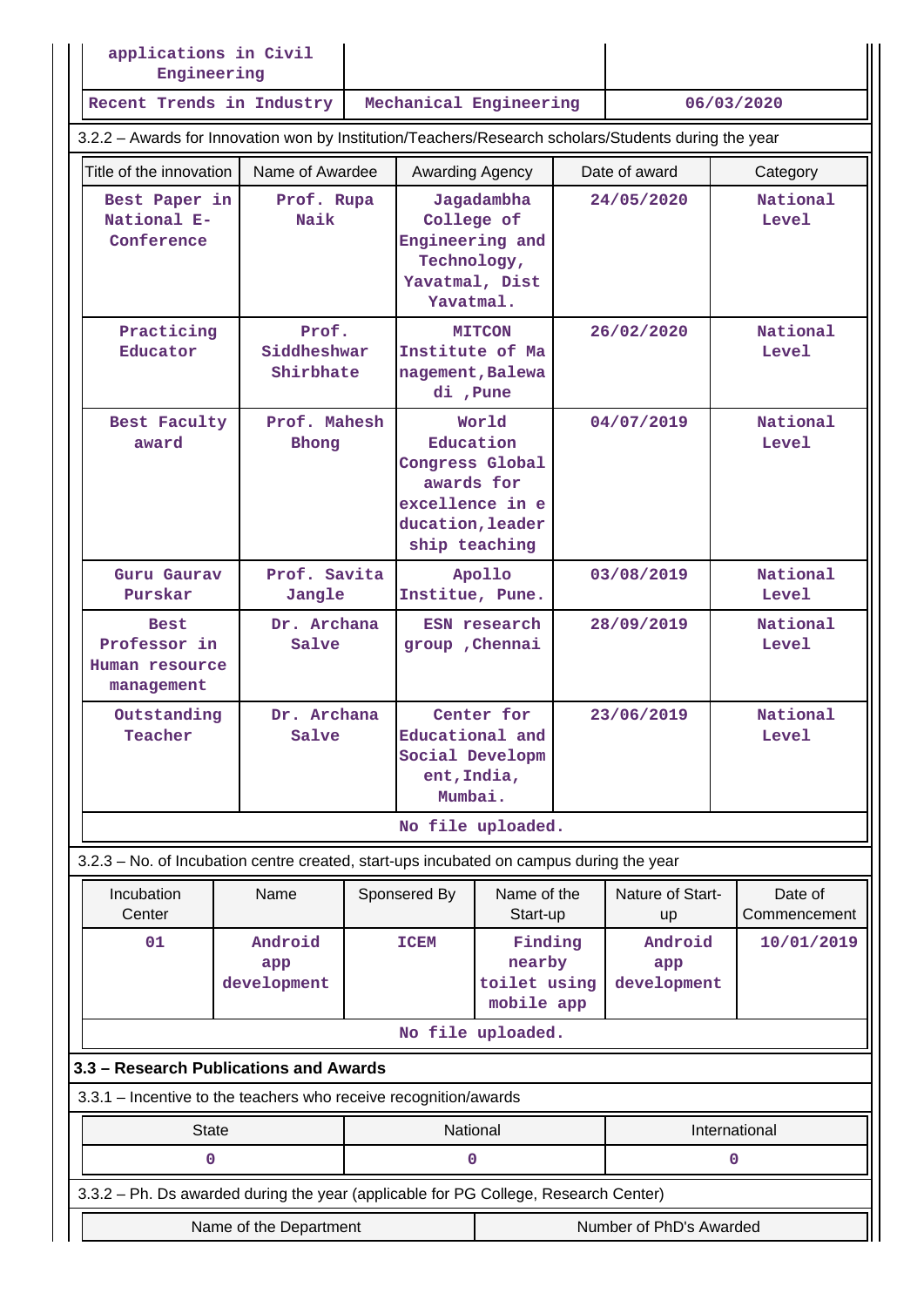| applications in Civil Engineering | | |
|---|---|---|
| Recent Trends in Industry | Mechanical Engineering | 06/03/2020 |

3.2.2 – Awards for Innovation won by Institution/Teachers/Research scholars/Students during the year

| Title of the innovation | Name of Awardee | Awarding Agency | Date of award | Category |
|---|---|---|---|---|
| Best Paper in National E-Conference | Prof. Rupa Naik | Jagadambha College of Engineering and Technology, Yavatmal, Dist Yavatmal. | 24/05/2020 | National Level |
| Practicing Educator | Prof. Siddheshwar Shirbhate | MITCON Institute of Management,Balewadi ,Pune | 26/02/2020 | National Level |
| Best Faculty award | Prof. Mahesh Bhong | World Education Congress Global awards for excellence in education,leadership teaching | 04/07/2019 | National Level |
| Guru Gaurav Purskar | Prof. Savita Jangle | Apollo Institue, Pune. | 03/08/2019 | National Level |
| Best Professor in Human resource management | Dr. Archana Salve | ESN research group ,Chennai | 28/09/2019 | National Level |
| Outstanding Teacher | Dr. Archana Salve | Center for Educational and Social Development,India, Mumbai. | 23/06/2019 | National Level |

No file uploaded.

3.2.3 – No. of Incubation centre created, start-ups incubated on campus during the year

| Incubation Center | Name | Sponsered By | Name of the Start-up | Nature of Start-up | Date of Commencement |
|---|---|---|---|---|---|
| 01 | Android app development | ICEM | Finding nearby toilet using mobile app | Android app development | 10/01/2019 |

No file uploaded.

## 3.3 – Research Publications and Awards

3.3.1 – Incentive to the teachers who receive recognition/awards

| State | National | International |
|---|---|---|
| 0 | 0 | 0 |

3.3.2 – Ph. Ds awarded during the year (applicable for PG College, Research Center)

| Name of the Department | Number of PhD's Awarded |
|---|---|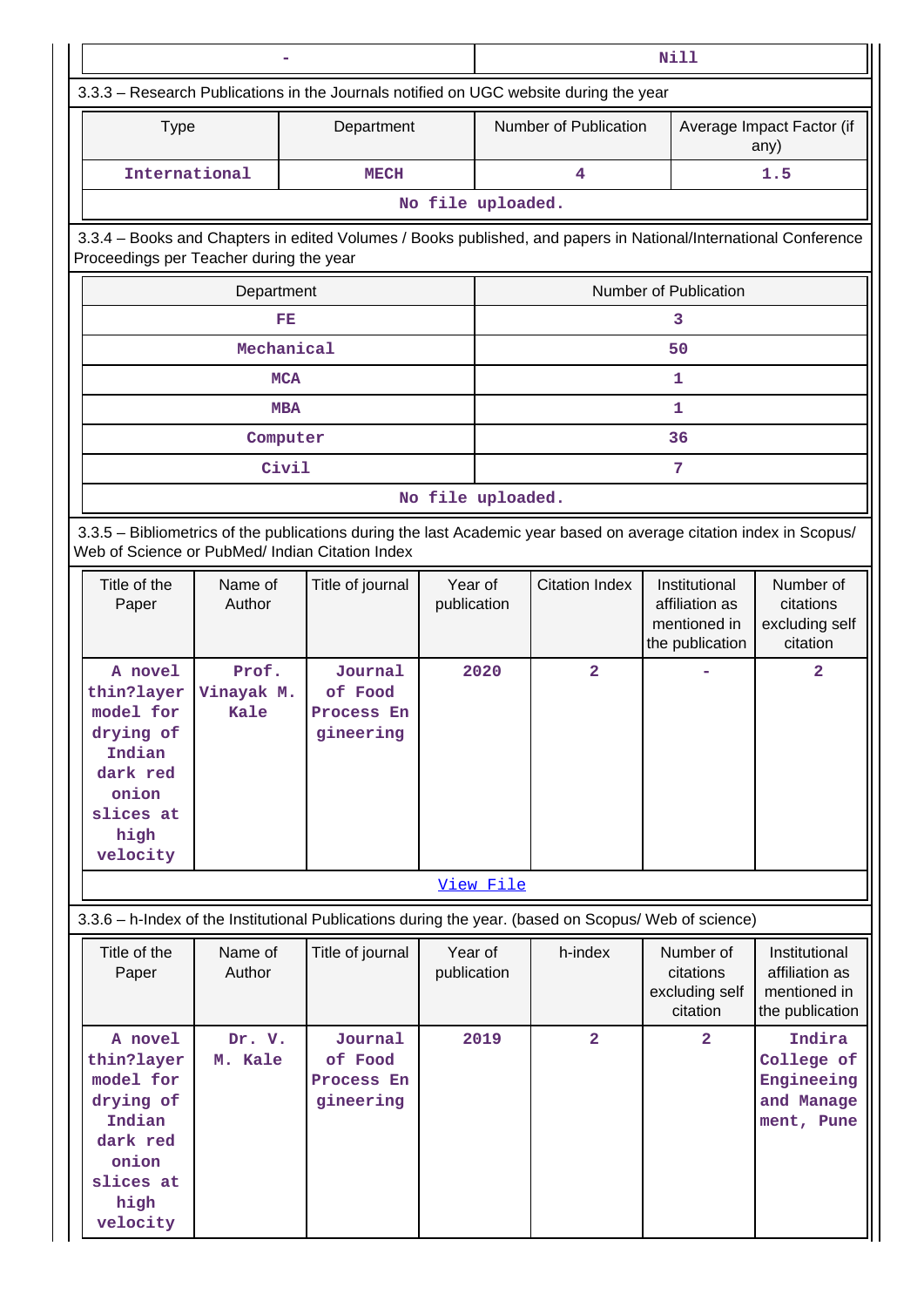| - | Nill |
|---|---|

3.3.3 – Research Publications in the Journals notified on UGC website during the year

| Type | Department | Number of Publication | Average Impact Factor (if any) |
|---|---|---|---|
| International | MECH | 4 | 1.5 |

No file uploaded.

3.3.4 – Books and Chapters in edited Volumes / Books published, and papers in National/International Conference Proceedings per Teacher during the year

| Department | Number of Publication |
|---|---|
| FE | 3 |
| Mechanical | 50 |
| MCA | 1 |
| MBA | 1 |
| Computer | 36 |
| Civil | 7 |

No file uploaded.

3.3.5 – Bibliometrics of the publications during the last Academic year based on average citation index in Scopus/ Web of Science or PubMed/ Indian Citation Index

| Title of the Paper | Name of Author | Title of journal | Year of publication | Citation Index | Institutional affiliation as mentioned in the publication | Number of citations excluding self citation |
|---|---|---|---|---|---|---|
| A novel thin?layer model for drying of Indian dark red onion slices at high velocity | Prof. Vinayak M. Kale | Journal of Food Process Engineering | 2020 | 2 | - | 2 |

View File

3.3.6 – h-Index of the Institutional Publications during the year. (based on Scopus/ Web of science)

| Title of the Paper | Name of Author | Title of journal | Year of publication | h-index | Number of citations excluding self citation | Institutional affiliation as mentioned in the publication |
|---|---|---|---|---|---|---|
| A novel thin?layer model for drying of Indian dark red onion slices at high velocity | Dr. V. M. Kale | Journal of Food Process Engineering | 2019 | 2 | 2 | Indira College of Engineeing and Management, Pune |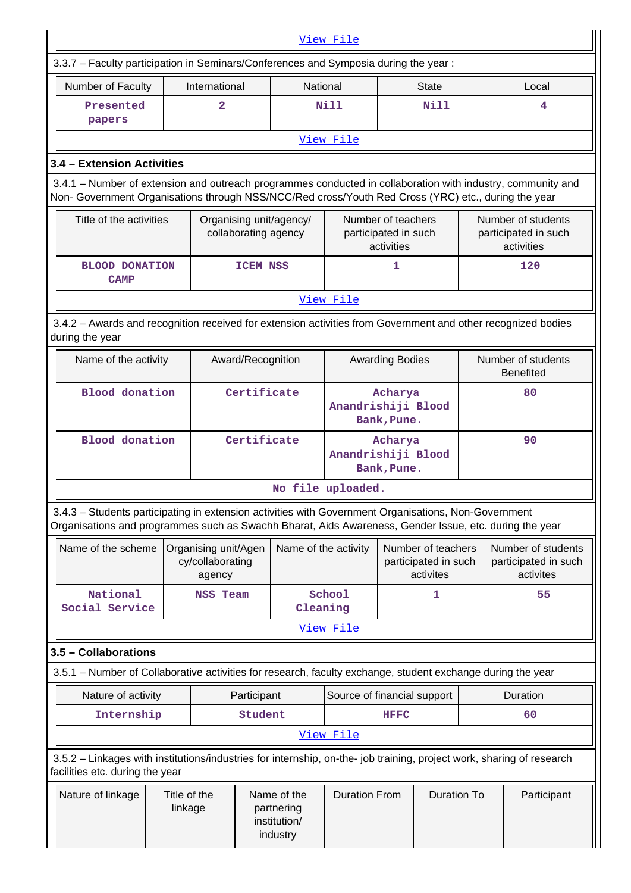View File

3.3.7 – Faculty participation in Seminars/Conferences and Symposia during the year :

| Number of Faculty | International | National | State | Local |
|---|---|---|---|---|
| Presented papers | 2 | Nill | Nill | 4 |

View File

### 3.4 – Extension Activities

3.4.1 – Number of extension and outreach programmes conducted in collaboration with industry, community and Non- Government Organisations through NSS/NCC/Red cross/Youth Red Cross (YRC) etc., during the year

| Title of the activities | Organising unit/agency/ collaborating agency | Number of teachers participated in such activities | Number of students participated in such activities |
|---|---|---|---|
| BLOOD DONATION CAMP | ICEM NSS | 1 | 120 |

View File

3.4.2 – Awards and recognition received for extension activities from Government and other recognized bodies during the year

| Name of the activity | Award/Recognition | Awarding Bodies | Number of students Benefited |
|---|---|---|---|
| Blood donation | Certificate | Acharya Anandrishiji Blood Bank,Pune. | 80 |
| Blood donation | Certificate | Acharya Anandrishiji Blood Bank,Pune. | 90 |

No file uploaded.

3.4.3 – Students participating in extension activities with Government Organisations, Non-Government Organisations and programmes such as Swachh Bharat, Aids Awareness, Gender Issue, etc. during the year

| Name of the scheme | Organising unit/Agency/collaborating agency | Name of the activity | Number of teachers participated in such activites | Number of students participated in such activites |
|---|---|---|---|---|
| National Social Service | NSS Team | School Cleaning | 1 | 55 |

View File

### 3.5 – Collaborations

3.5.1 – Number of Collaborative activities for research, faculty exchange, student exchange during the year

| Nature of activity | Participant | Source of financial support | Duration |
|---|---|---|---|
| Internship | Student | HFFC | 60 |

View File

3.5.2 – Linkages with institutions/industries for internship, on-the- job training, project work, sharing of research facilities etc. during the year

| Nature of linkage | Title of the linkage | Name of the partnering institution/ industry | Duration From | Duration To | Participant |
|---|---|---|---|---|---|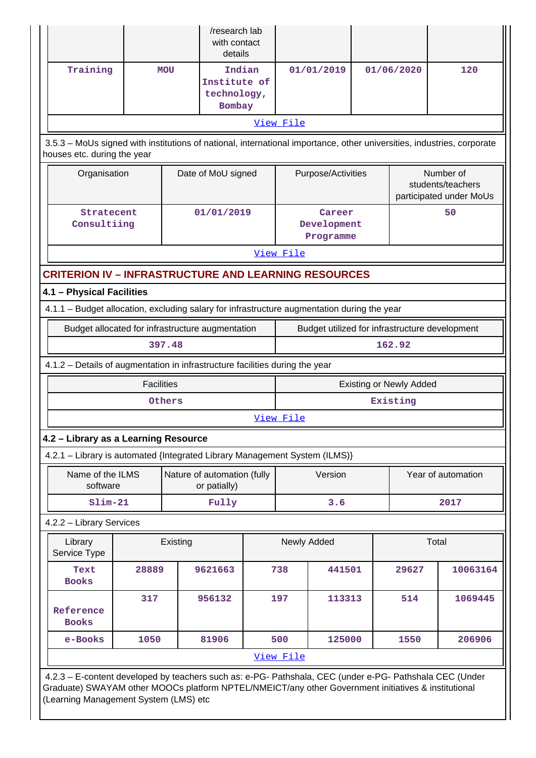| | | /research lab with contact details | | | |
|---|---|---|---|---|---|
| Training | MOU | Indian Institute of technology, Bombay | 01/01/2019 | 01/06/2020 | 120 |

View File

3.5.3 – MoUs signed with institutions of national, international importance, other universities, industries, corporate houses etc. during the year

| Organisation | Date of MoU signed | Purpose/Activities | Number of students/teachers participated under MoUs |
|---|---|---|---|
| Stratecent Consultiing | 01/01/2019 | Career Development Programme | 50 |

View File

## CRITERION IV – INFRASTRUCTURE AND LEARNING RESOURCES

### 4.1 – Physical Facilities

4.1.1 – Budget allocation, excluding salary for infrastructure augmentation during the year

| Budget allocated for infrastructure augmentation | Budget utilized for infrastructure development |
|---|---|
| 397.48 | 162.92 |

4.1.2 – Details of augmentation in infrastructure facilities during the year

| Facilities | Existing or Newly Added |
|---|---|
| Others | Existing |

View File

### 4.2 – Library as a Learning Resource

4.2.1 – Library is automated {Integrated Library Management System (ILMS)}

| Name of the ILMS software | Nature of automation (fully or patially) | Version | Year of automation |
|---|---|---|---|
| Slim-21 | Fully | 3.6 | 2017 |

4.2.2 – Library Services

| Library Service Type | Existing | | Newly Added | | Total | |
|---|---|---|---|---|---|---|
| Text Books | 28889 | 9621663 | 738 | 441501 | 29627 | 10063164 |
| Reference Books | 317 | 956132 | 197 | 113313 | 514 | 1069445 |
| e-Books | 1050 | 81906 | 500 | 125000 | 1550 | 206906 |

View File

4.2.3 – E-content developed by teachers such as: e-PG- Pathshala, CEC (under e-PG- Pathshala CEC (Under Graduate) SWAYAM other MOOCs platform NPTEL/NMEICT/any other Government initiatives & institutional (Learning Management System (LMS) etc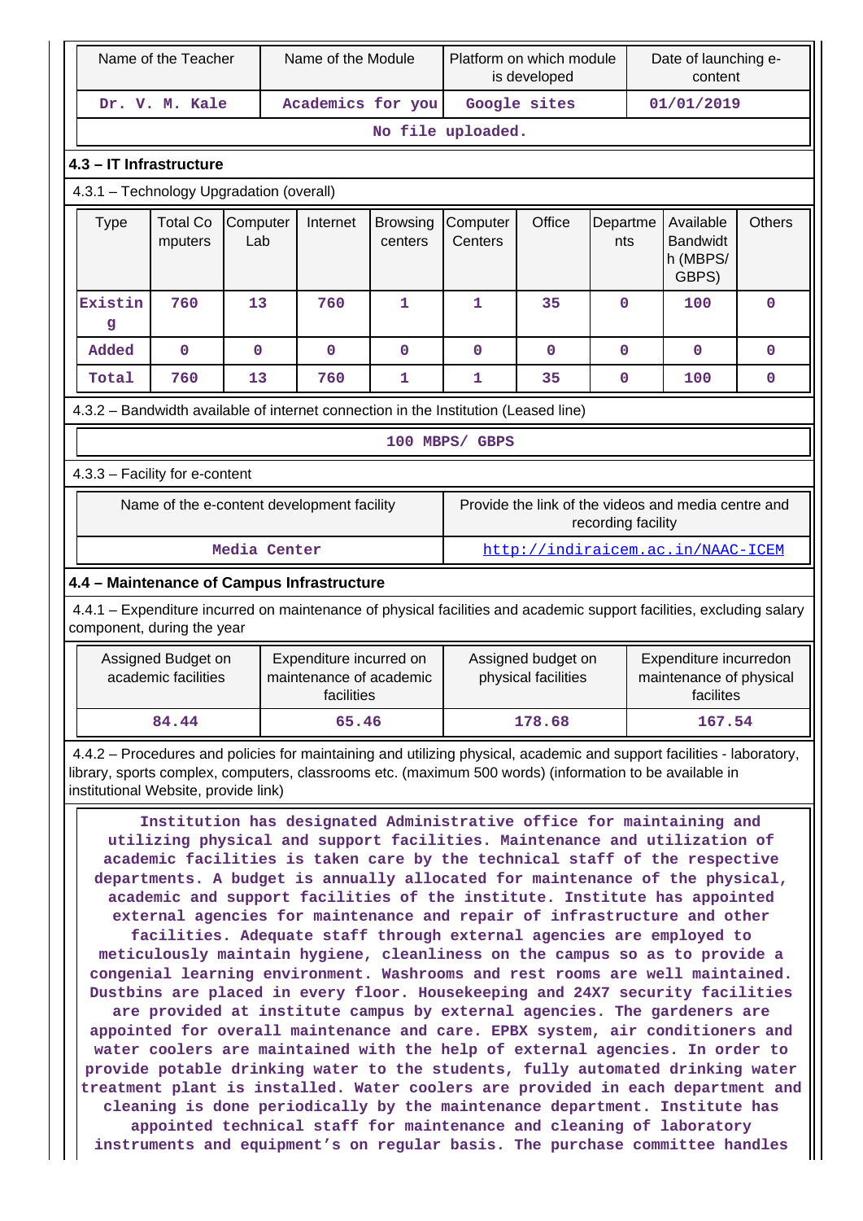| Name of the Teacher | Name of the Module | Platform on which module is developed | Date of launching e-content |
|---|---|---|---|
| Dr. V. M. Kale | Academics for you | Google sites | 01/01/2019 |
| No file uploaded. | | | |

### 4.3 – IT Infrastructure

4.3.1 – Technology Upgradation (overall)

| Type | Total Computers | Computer Lab | Internet | Browsing centers | Computer Centers | Office | Departments | Available Bandwidth (MBPS/ GBPS) | Others |
|---|---|---|---|---|---|---|---|---|---|
| Existing | 760 | 13 | 760 | 1 | 1 | 35 | 0 | 100 | 0 |
| Added | 0 | 0 | 0 | 0 | 0 | 0 | 0 | 0 | 0 |
| Total | 760 | 13 | 760 | 1 | 1 | 35 | 0 | 100 | 0 |

4.3.2 – Bandwidth available of internet connection in the Institution (Leased line)

100 MBPS/ GBPS

4.3.3 – Facility for e-content

| Name of the e-content development facility | Provide the link of the videos and media centre and recording facility |
|---|---|
| Media Center | http://indiraicem.ac.in/NAAC-ICEM |

### 4.4 – Maintenance of Campus Infrastructure

4.4.1 – Expenditure incurred on maintenance of physical facilities and academic support facilities, excluding salary component, during the year

| Assigned Budget on academic facilities | Expenditure incurred on maintenance of academic facilities | Assigned budget on physical facilities | Expenditure incurredon maintenance of physical facilites |
|---|---|---|---|
| 84.44 | 65.46 | 178.68 | 167.54 |

4.4.2 – Procedures and policies for maintaining and utilizing physical, academic and support facilities - laboratory, library, sports complex, computers, classrooms etc. (maximum 500 words) (information to be available in institutional Website, provide link)

Institution has designated Administrative office for maintaining and utilizing physical and support facilities. Maintenance and utilization of academic facilities is taken care by the technical staff of the respective departments. A budget is annually allocated for maintenance of the physical, academic and support facilities of the institute. Institute has appointed external agencies for maintenance and repair of infrastructure and other facilities. Adequate staff through external agencies are employed to meticulously maintain hygiene, cleanliness on the campus so as to provide a congenial learning environment. Washrooms and rest rooms are well maintained. Dustbins are placed in every floor. Housekeeping and 24X7 security facilities are provided at institute campus by external agencies. The gardeners are appointed for overall maintenance and care. EPBX system, air conditioners and water coolers are maintained with the help of external agencies. In order to provide potable drinking water to the students, fully automated drinking water treatment plant is installed. Water coolers are provided in each department and cleaning is done periodically by the maintenance department. Institute has appointed technical staff for maintenance and cleaning of laboratory instruments and equipment's on regular basis. The purchase committee handles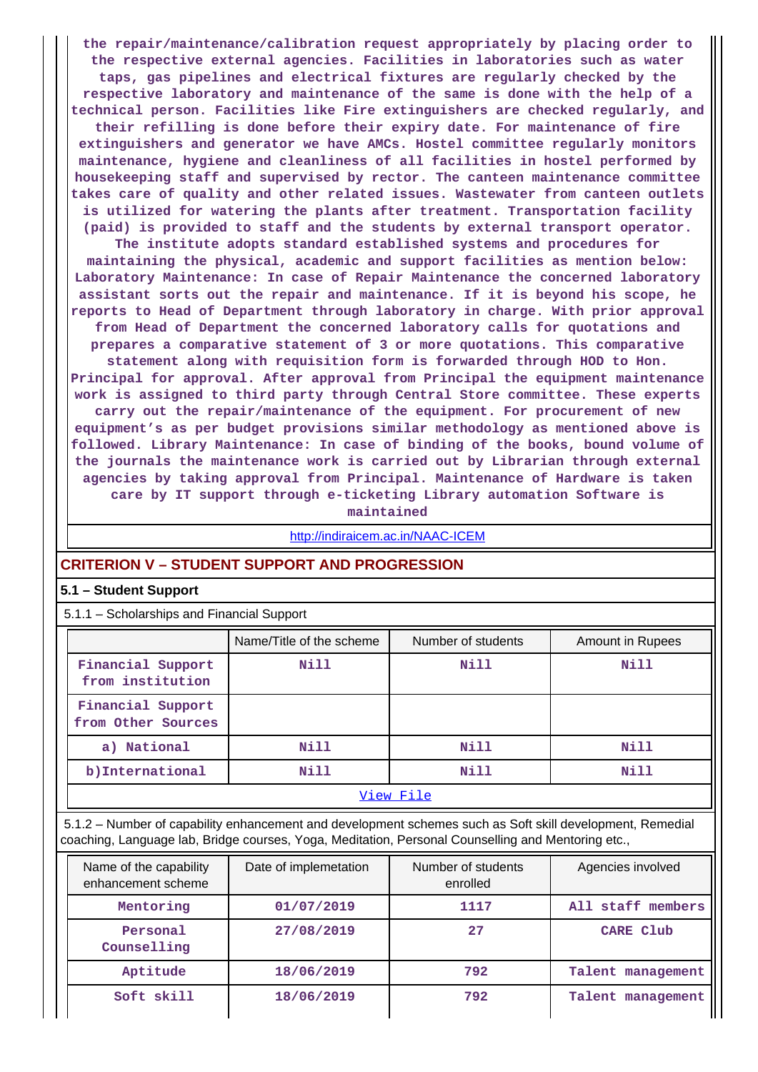the repair/maintenance/calibration request appropriately by placing order to the respective external agencies. Facilities in laboratories such as water taps, gas pipelines and electrical fixtures are regularly checked by the respective laboratory and maintenance of the same is done with the help of a technical person. Facilities like Fire extinguishers are checked regularly, and their refilling is done before their expiry date. For maintenance of fire extinguishers and generator we have AMCs. Hostel committee regularly monitors maintenance, hygiene and cleanliness of all facilities in hostel performed by housekeeping staff and supervised by rector. The canteen maintenance committee takes care of quality and other related issues. Wastewater from canteen outlets is utilized for watering the plants after treatment. Transportation facility (paid) is provided to staff and the students by external transport operator. The institute adopts standard established systems and procedures for maintaining the physical, academic and support facilities as mention below: Laboratory Maintenance: In case of Repair Maintenance the concerned laboratory assistant sorts out the repair and maintenance. If it is beyond his scope, he reports to Head of Department through laboratory in charge. With prior approval from Head of Department the concerned laboratory calls for quotations and prepares a comparative statement of 3 or more quotations. This comparative statement along with requisition form is forwarded through HOD to Hon. Principal for approval. After approval from Principal the equipment maintenance work is assigned to third party through Central Store committee. These experts carry out the repair/maintenance of the equipment. For procurement of new equipment's as per budget provisions similar methodology as mentioned above is followed. Library Maintenance: In case of binding of the books, bound volume of the journals the maintenance work is carried out by Librarian through external agencies by taking approval from Principal. Maintenance of Hardware is taken care by IT support through e-ticketing Library automation Software is maintained

http://indiraicem.ac.in/NAAC-ICEM

## CRITERION V – STUDENT SUPPORT AND PROGRESSION

### 5.1 – Student Support

5.1.1 – Scholarships and Financial Support

| | Name/Title of the scheme | Number of students | Amount in Rupees |
|---|---|---|---|
| Financial Support from institution | Nill | Nill | Nill |
| Financial Support from Other Sources | | | |
| a) National | Nill | Nill | Nill |
| b)International | Nill | Nill | Nill |

View File

5.1.2 – Number of capability enhancement and development schemes such as Soft skill development, Remedial coaching, Language lab, Bridge courses, Yoga, Meditation, Personal Counselling and Mentoring etc.,

| Name of the capability enhancement scheme | Date of implemetation | Number of students enrolled | Agencies involved |
|---|---|---|---|
| Mentoring | 01/07/2019 | 1117 | All staff members |
| Personal Counselling | 27/08/2019 | 27 | CARE Club |
| Aptitude | 18/06/2019 | 792 | Talent management |
| Soft skill | 18/06/2019 | 792 | Talent management |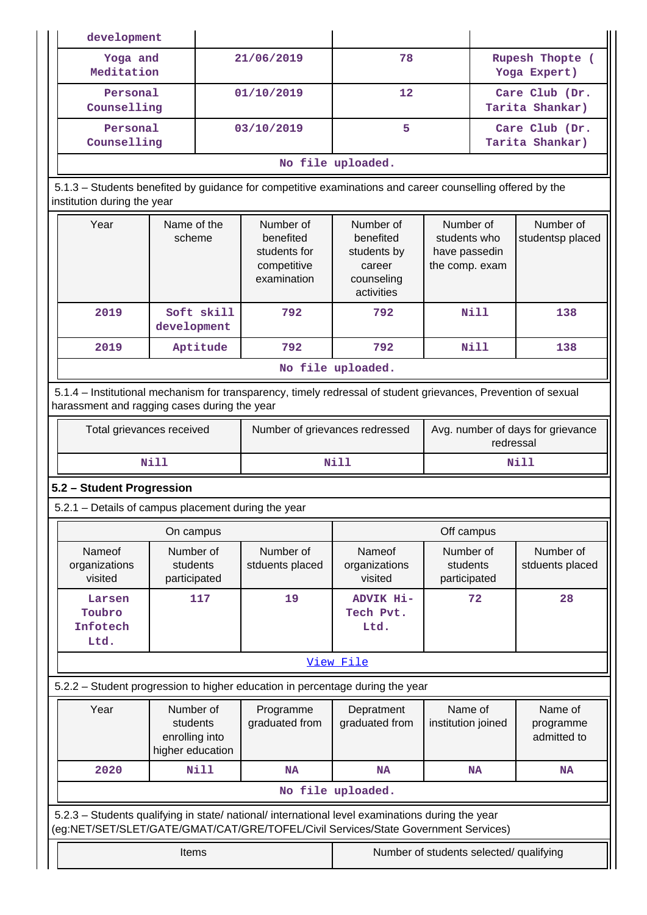| | | | |
|---|---|---|---|
| development | | | |
| Yoga and Meditation | 21/06/2019 | 78 | Rupesh Thopte ( Yoga Expert) |
| Personal Counselling | 01/10/2019 | 12 | Care Club (Dr. Tarita Shankar) |
| Personal Counselling | 03/10/2019 | 5 | Care Club (Dr. Tarita Shankar) |
| No file uploaded. | | | |

5.1.3 – Students benefited by guidance for competitive examinations and career counselling offered by the institution during the year

| Year | Name of the scheme | Number of benefited students for competitive examination | Number of benefited students by career counseling activities | Number of students who have passedin the comp. exam | Number of studentsp placed |
|---|---|---|---|---|---|
| 2019 | Soft skill development | 792 | 792 | Nill | 138 |
| 2019 | Aptitude | 792 | 792 | Nill | 138 |
| No file uploaded. | | | | | |

5.1.4 – Institutional mechanism for transparency, timely redressal of student grievances, Prevention of sexual harassment and ragging cases during the year

| Total grievances received | Number of grievances redressed | Avg. number of days for grievance redressal |
|---|---|---|
| Nill | Nill | Nill |

**5.2 – Student Progression**

5.2.1 – Details of campus placement during the year

| On campus | | | Off campus | | |
|---|---|---|---|---|---|
| Nameof organizations visited | Number of students participated | Number of stduents placed | Nameof organizations visited | Number of students participated | Number of stduents placed |
| Larsen Toubro Infotech Ltd. | 117 | 19 | ADVIK Hi-Tech Pvt. Ltd. | 72 | 28 |
| View File | | | | | |

5.2.2 – Student progression to higher education in percentage during the year

| Year | Number of students enrolling into higher education | Programme graduated from | Depratment graduated from | Name of institution joined | Name of programme admitted to |
|---|---|---|---|---|---|
| 2020 | Nill | NA | NA | NA | NA |
| No file uploaded. | | | | | |

5.2.3 – Students qualifying in state/ national/ international level examinations during the year (eg:NET/SET/SLET/GATE/GMAT/CAT/GRE/TOFEL/Civil Services/State Government Services)

| Items | Number of students selected/ qualifying |
|---|---|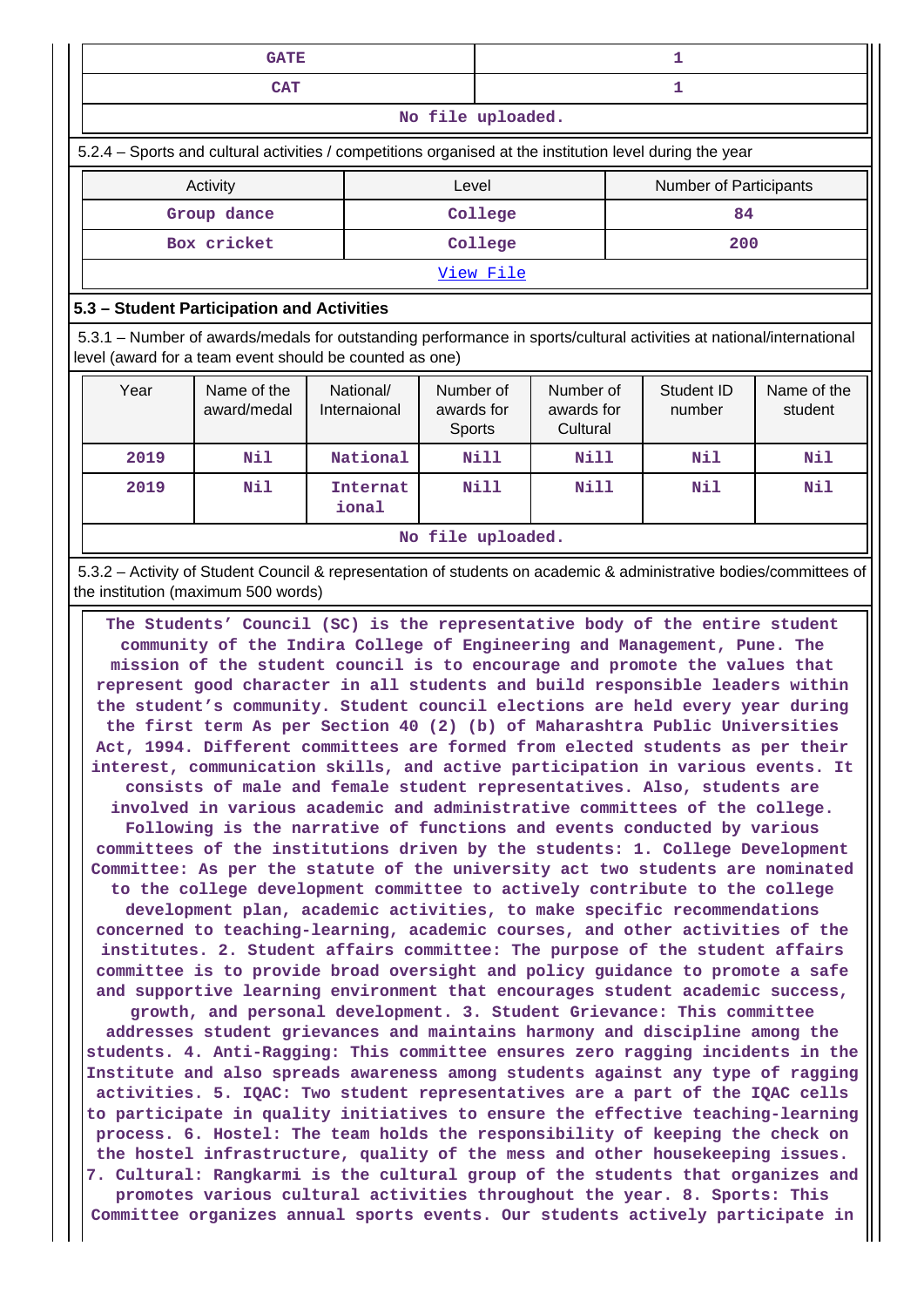| GATE | 1 |
|---|---|
| CAT | 1 |

No file uploaded.

5.2.4 – Sports and cultural activities / competitions organised at the institution level during the year

| Activity | Level | Number of Participants |
|---|---|---|
| Group dance | College | 84 |
| Box cricket | College | 200 |

View File

## 5.3 – Student Participation and Activities

5.3.1 – Number of awards/medals for outstanding performance in sports/cultural activities at national/international level (award for a team event should be counted as one)

| Year | Name of the award/medal | National/ Internaional | Number of awards for Sports | Number of awards for Cultural | Student ID number | Name of the student |
|---|---|---|---|---|---|---|
| 2019 | Nil | National | Nill | Nill | Nil | Nil |
| 2019 | Nil | Internat ional | Nill | Nill | Nil | Nil |

No file uploaded.

5.3.2 – Activity of Student Council & representation of students on academic & administrative bodies/committees of the institution (maximum 500 words)

The Students' Council (SC) is the representative body of the entire student community of the Indira College of Engineering and Management, Pune. The mission of the student council is to encourage and promote the values that represent good character in all students and build responsible leaders within the student's community. Student council elections are held every year during the first term As per Section 40 (2) (b) of Maharashtra Public Universities Act, 1994. Different committees are formed from elected students as per their interest, communication skills, and active participation in various events. It consists of male and female student representatives. Also, students are involved in various academic and administrative committees of the college. Following is the narrative of functions and events conducted by various committees of the institutions driven by the students: 1. College Development Committee: As per the statute of the university act two students are nominated to the college development committee to actively contribute to the college development plan, academic activities, to make specific recommendations concerned to teaching-learning, academic courses, and other activities of the institutes. 2. Student affairs committee: The purpose of the student affairs committee is to provide broad oversight and policy guidance to promote a safe and supportive learning environment that encourages student academic success, growth, and personal development. 3. Student Grievance: This committee addresses student grievances and maintains harmony and discipline among the students. 4. Anti-Ragging: This committee ensures zero ragging incidents in the Institute and also spreads awareness among students against any type of ragging activities. 5. IQAC: Two student representatives are a part of the IQAC cells to participate in quality initiatives to ensure the effective teaching-learning process. 6. Hostel: The team holds the responsibility of keeping the check on the hostel infrastructure, quality of the mess and other housekeeping issues. 7. Cultural: Rangkarmi is the cultural group of the students that organizes and promotes various cultural activities throughout the year. 8. Sports: This Committee organizes annual sports events. Our students actively participate in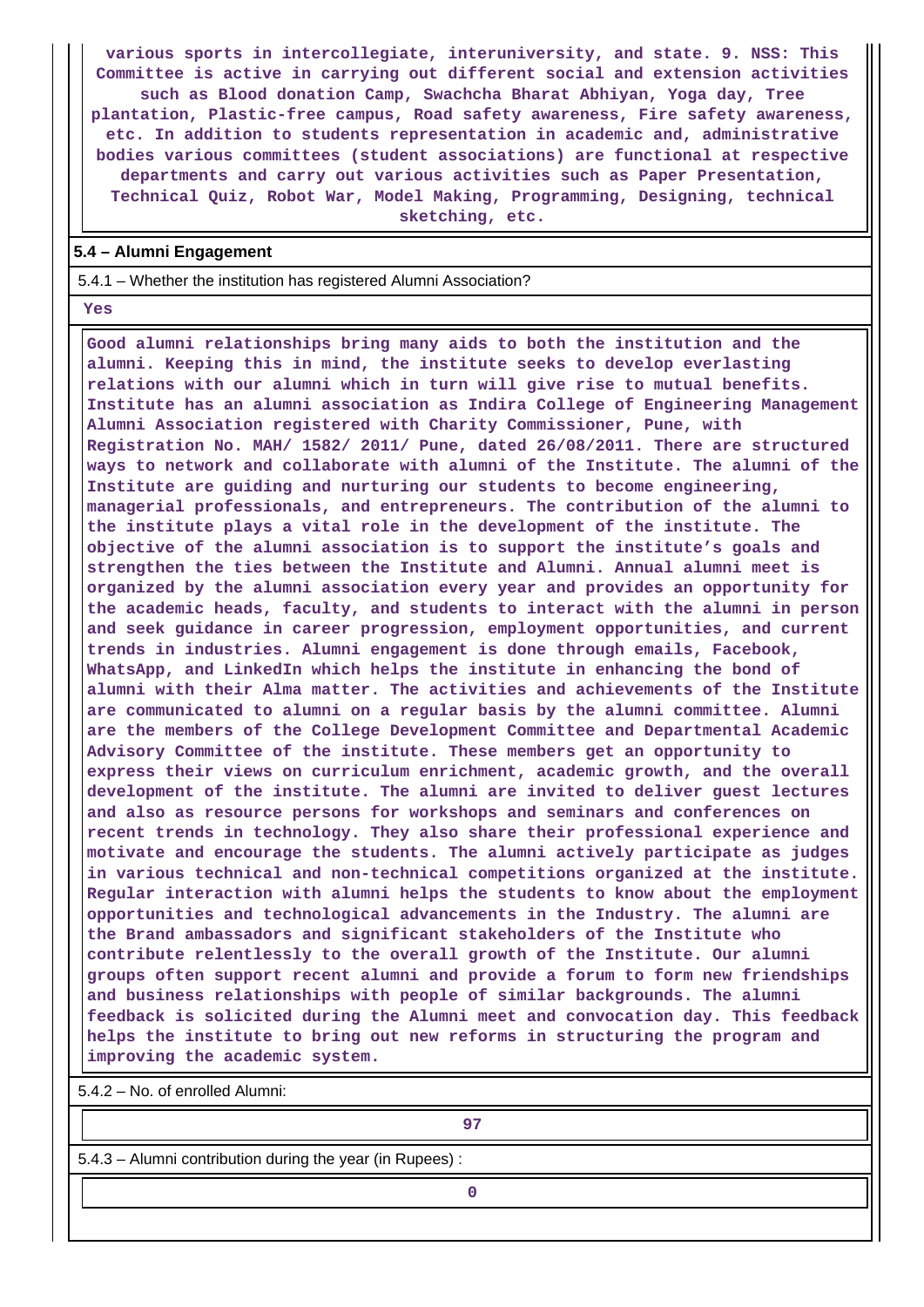various sports in intercollegiate, interuniversity, and state. 9. NSS: This Committee is active in carrying out different social and extension activities such as Blood donation Camp, Swachcha Bharat Abhiyan, Yoga day, Tree plantation, Plastic-free campus, Road safety awareness, Fire safety awareness, etc. In addition to students representation in academic and, administrative bodies various committees (student associations) are functional at respective departments and carry out various activities such as Paper Presentation, Technical Quiz, Robot War, Model Making, Programming, Designing, technical sketching, etc.

## 5.4 – Alumni Engagement

5.4.1 – Whether the institution has registered Alumni Association?

Yes

Good alumni relationships bring many aids to both the institution and the alumni. Keeping this in mind, the institute seeks to develop everlasting relations with our alumni which in turn will give rise to mutual benefits. Institute has an alumni association as Indira College of Engineering Management Alumni Association registered with Charity Commissioner, Pune, with Registration No. MAH/ 1582/ 2011/ Pune, dated 26/08/2011. There are structured ways to network and collaborate with alumni of the Institute. The alumni of the Institute are guiding and nurturing our students to become engineering, managerial professionals, and entrepreneurs. The contribution of the alumni to the institute plays a vital role in the development of the institute. The objective of the alumni association is to support the institute's goals and strengthen the ties between the Institute and Alumni. Annual alumni meet is organized by the alumni association every year and provides an opportunity for the academic heads, faculty, and students to interact with the alumni in person and seek guidance in career progression, employment opportunities, and current trends in industries. Alumni engagement is done through emails, Facebook, WhatsApp, and LinkedIn which helps the institute in enhancing the bond of alumni with their Alma matter. The activities and achievements of the Institute are communicated to alumni on a regular basis by the alumni committee. Alumni are the members of the College Development Committee and Departmental Academic Advisory Committee of the institute. These members get an opportunity to express their views on curriculum enrichment, academic growth, and the overall development of the institute. The alumni are invited to deliver guest lectures and also as resource persons for workshops and seminars and conferences on recent trends in technology. They also share their professional experience and motivate and encourage the students. The alumni actively participate as judges in various technical and non-technical competitions organized at the institute. Regular interaction with alumni helps the students to know about the employment opportunities and technological advancements in the Industry. The alumni are the Brand ambassadors and significant stakeholders of the Institute who contribute relentlessly to the overall growth of the Institute. Our alumni groups often support recent alumni and provide a forum to form new friendships and business relationships with people of similar backgrounds. The alumni feedback is solicited during the Alumni meet and convocation day. This feedback helps the institute to bring out new reforms in structuring the program and improving the academic system.

5.4.2 – No. of enrolled Alumni:

97

5.4.3 – Alumni contribution during the year (in Rupees) :

0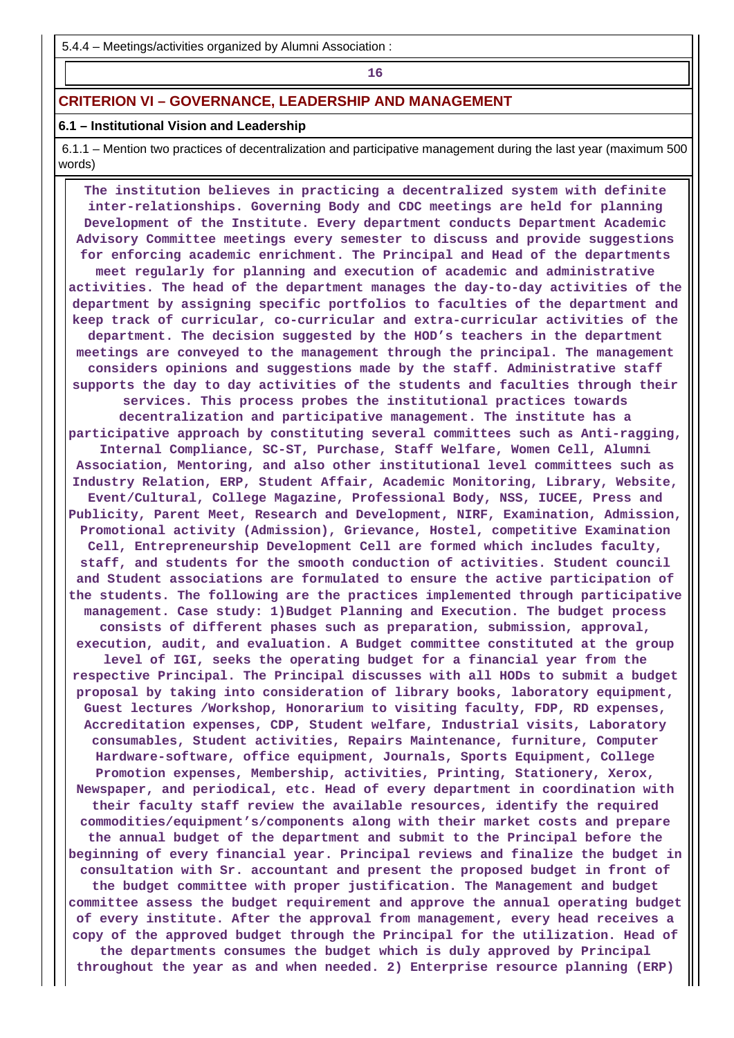5.4.4 – Meetings/activities organized by Alumni Association :

| 16 |
|---|

## CRITERION VI – GOVERNANCE, LEADERSHIP AND MANAGEMENT

### 6.1 – Institutional Vision and Leadership

6.1.1 – Mention two practices of decentralization and participative management during the last year (maximum 500 words)

**The institution believes in practicing a decentralized system with definite inter-relationships. Governing Body and CDC meetings are held for planning Development of the Institute. Every department conducts Department Academic Advisory Committee meetings every semester to discuss and provide suggestions for enforcing academic enrichment. The Principal and Head of the departments meet regularly for planning and execution of academic and administrative activities. The head of the department manages the day-to-day activities of the department by assigning specific portfolios to faculties of the department and keep track of curricular, co-curricular and extra-curricular activities of the department. The decision suggested by the HOD's teachers in the department meetings are conveyed to the management through the principal. The management considers opinions and suggestions made by the staff. Administrative staff supports the day to day activities of the students and faculties through their services. This process probes the institutional practices towards decentralization and participative management. The institute has a participative approach by constituting several committees such as Anti-ragging, Internal Compliance, SC-ST, Purchase, Staff Welfare, Women Cell, Alumni Association, Mentoring, and also other institutional level committees such as Industry Relation, ERP, Student Affair, Academic Monitoring, Library, Website, Event/Cultural, College Magazine, Professional Body, NSS, IUCEE, Press and Publicity, Parent Meet, Research and Development, NIRF, Examination, Admission, Promotional activity (Admission), Grievance, Hostel, competitive Examination Cell, Entrepreneurship Development Cell are formed which includes faculty, staff, and students for the smooth conduction of activities. Student council and Student associations are formulated to ensure the active participation of the students. The following are the practices implemented through participative management. Case study: 1)Budget Planning and Execution. The budget process consists of different phases such as preparation, submission, approval, execution, audit, and evaluation. A Budget committee constituted at the group level of IGI, seeks the operating budget for a financial year from the respective Principal. The Principal discusses with all HODs to submit a budget proposal by taking into consideration of library books, laboratory equipment, Guest lectures /Workshop, Honorarium to visiting faculty, FDP, RD expenses, Accreditation expenses, CDP, Student welfare, Industrial visits, Laboratory consumables, Student activities, Repairs Maintenance, furniture, Computer Hardware-software, office equipment, Journals, Sports Equipment, College Promotion expenses, Membership, activities, Printing, Stationery, Xerox, Newspaper, and periodical, etc. Head of every department in coordination with their faculty staff review the available resources, identify the required commodities/equipment's/components along with their market costs and prepare the annual budget of the department and submit to the Principal before the beginning of every financial year. Principal reviews and finalize the budget in consultation with Sr. accountant and present the proposed budget in front of the budget committee with proper justification. The Management and budget committee assess the budget requirement and approve the annual operating budget of every institute. After the approval from management, every head receives a copy of the approved budget through the Principal for the utilization. Head of the departments consumes the budget which is duly approved by Principal throughout the year as and when needed. 2) Enterprise resource planning (ERP)**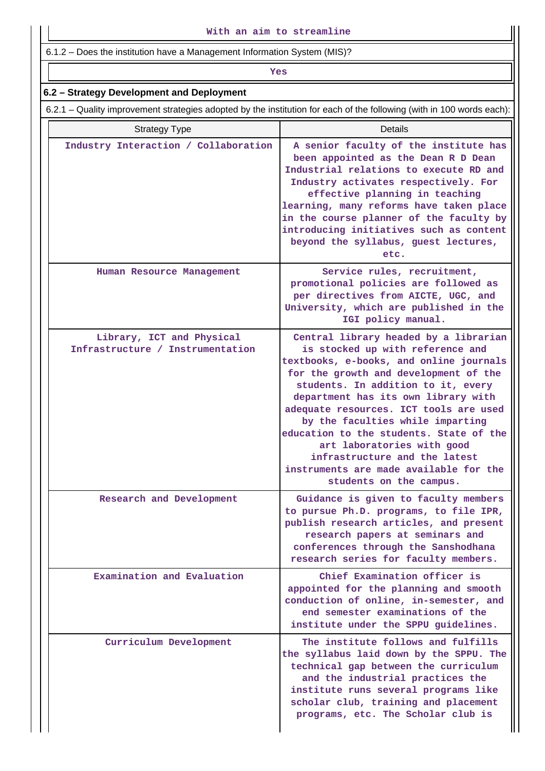With an aim to streamline

6.1.2 – Does the institution have a Management Information System (MIS)?

Yes

**6.2 – Strategy Development and Deployment**

6.2.1 – Quality improvement strategies adopted by the institution for each of the following (with in 100 words each):

| Strategy Type | Details |
| --- | --- |
| Industry Interaction / Collaboration | A senior faculty of the institute has been appointed as the Dean R D Dean Industrial relations to execute RD and Industry activates respectively. For effective planning in teaching learning, many reforms have taken place in the course planner of the faculty by introducing initiatives such as content beyond the syllabus, guest lectures, etc. |
| Human Resource Management | Service rules, recruitment, promotional policies are followed as per directives from AICTE, UGC, and University, which are published in the IGI policy manual. |
| Library, ICT and Physical Infrastructure / Instrumentation | Central library headed by a librarian is stocked up with reference and textbooks, e-books, and online journals for the growth and development of the students. In addition to it, every department has its own library with adequate resources. ICT tools are used by the faculties while imparting education to the students. State of the art laboratories with good infrastructure and the latest instruments are made available for the students on the campus. |
| Research and Development | Guidance is given to faculty members to pursue Ph.D. programs, to file IPR, publish research articles, and present research papers at seminars and conferences through the Sanshodhana research series for faculty members. |
| Examination and Evaluation | Chief Examination officer is appointed for the planning and smooth conduction of online, in-semester, and end semester examinations of the institute under the SPPU guidelines. |
| Curriculum Development | The institute follows and fulfills the syllabus laid down by the SPPU. The technical gap between the curriculum and the industrial practices the institute runs several programs like scholar club, training and placement programs, etc. The Scholar club is |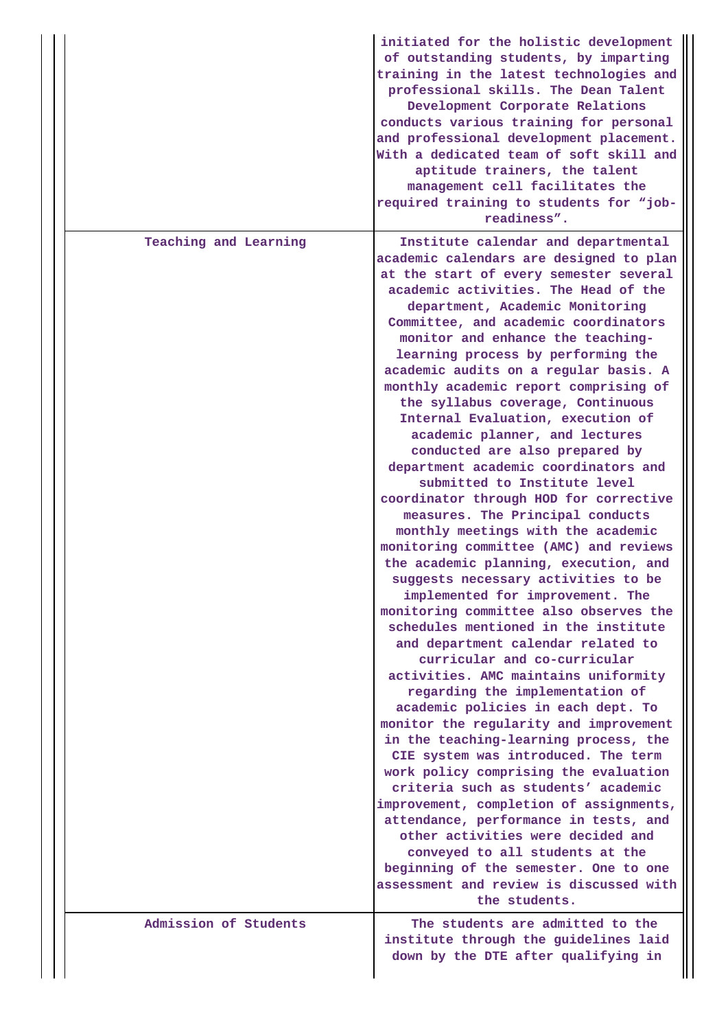| | |
|---|---|
| | initiated for the holistic development of outstanding students, by imparting training in the latest technologies and professional skills. The Dean Talent Development Corporate Relations conducts various training for personal and professional development placement. With a dedicated team of soft skill and aptitude trainers, the talent management cell facilitates the required training to students for “job-readiness”. |
| Teaching and Learning | Institute calendar and departmental academic calendars are designed to plan at the start of every semester several academic activities. The Head of the department, Academic Monitoring Committee, and academic coordinators monitor and enhance the teaching-learning process by performing the academic audits on a regular basis. A monthly academic report comprising of the syllabus coverage, Continuous Internal Evaluation, execution of academic planner, and lectures conducted are also prepared by department academic coordinators and submitted to Institute level coordinator through HOD for corrective measures. The Principal conducts monthly meetings with the academic monitoring committee (AMC) and reviews the academic planning, execution, and suggests necessary activities to be implemented for improvement. The monitoring committee also observes the schedules mentioned in the institute and department calendar related to curricular and co-curricular activities. AMC maintains uniformity regarding the implementation of academic policies in each dept. To monitor the regularity and improvement in the teaching-learning process, the CIE system was introduced. The term work policy comprising the evaluation criteria such as students’ academic improvement, completion of assignments, attendance, performance in tests, and other activities were decided and conveyed to all students at the beginning of the semester. One to one assessment and review is discussed with the students. |
| Admission of Students | The students are admitted to the institute through the guidelines laid down by the DTE after qualifying in |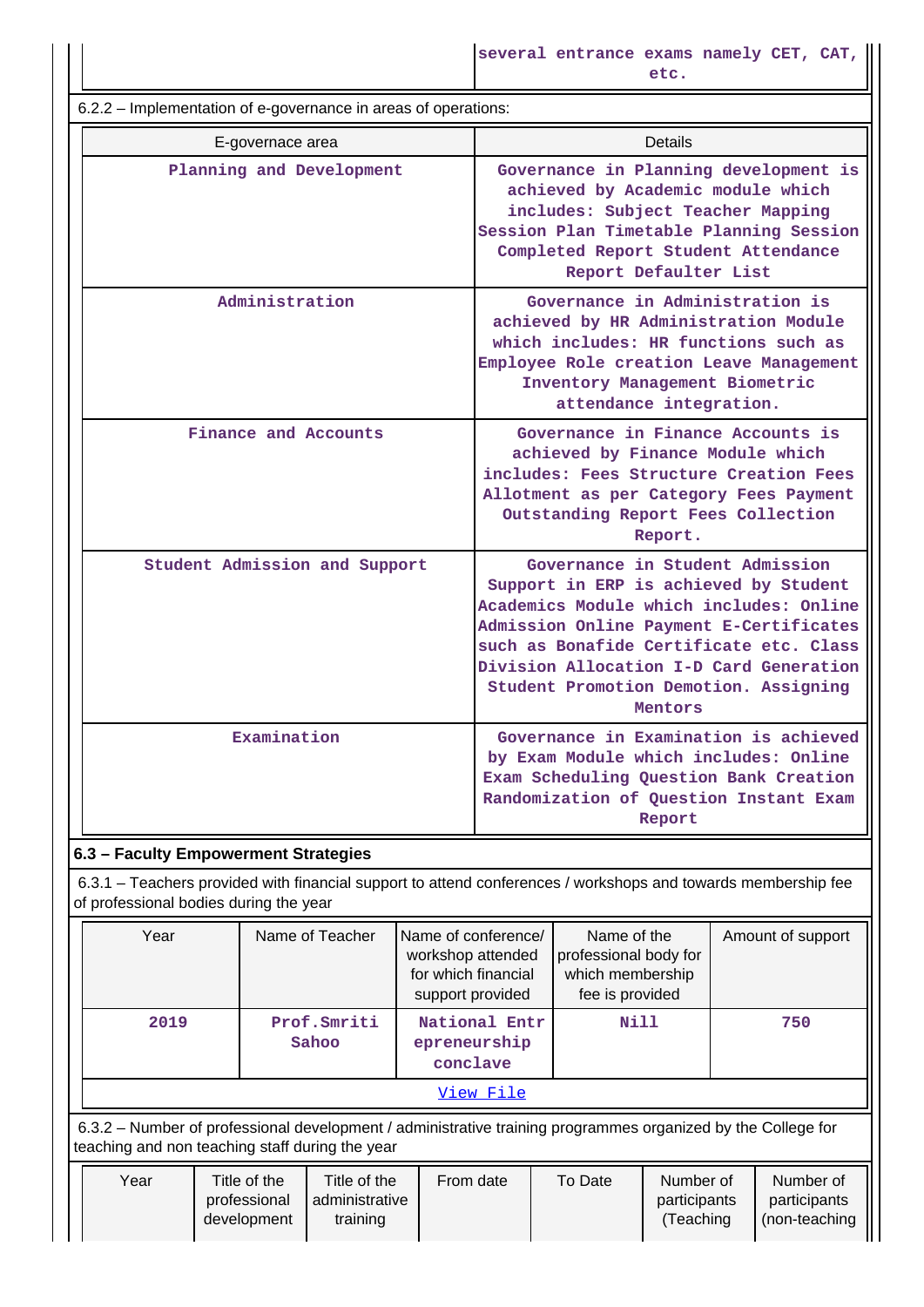| | several entrance exams namely CET, CAT, etc. |
|---|---|

6.2.2 – Implementation of e-governance in areas of operations:

| E-governace area | Details |
|---|---|
| Planning and Development | Governance in Planning development is achieved by Academic module which includes: Subject Teacher Mapping Session Plan Timetable Planning Session Completed Report Student Attendance Report Defaulter List |
| Administration | Governance in Administration is achieved by HR Administration Module which includes: HR functions such as Employee Role creation Leave Management Inventory Management Biometric attendance integration. |
| Finance and Accounts | Governance in Finance Accounts is achieved by Finance Module which includes: Fees Structure Creation Fees Allotment as per Category Fees Payment Outstanding Report Fees Collection Report. |
| Student Admission and Support | Governance in Student Admission Support in ERP is achieved by Student Academics Module which includes: Online Admission Online Payment E-Certificates such as Bonafide Certificate etc. Class Division Allocation I-D Card Generation Student Promotion Demotion. Assigning Mentors |
| Examination | Governance in Examination is achieved by Exam Module which includes: Online Exam Scheduling Question Bank Creation Randomization of Question Instant Exam Report |

**6.3 – Faculty Empowerment Strategies**

6.3.1 – Teachers provided with financial support to attend conferences / workshops and towards membership fee of professional bodies during the year

| Year | Name of Teacher | Name of conference/ workshop attended for which financial support provided | Name of the professional body for which membership fee is provided | Amount of support |
|---|---|---|---|---|
| 2019 | Prof.Smriti Sahoo | National Entrepreneurship conclave | Nill | 750 |

View File

6.3.2 – Number of professional development / administrative training programmes organized by the College for teaching and non teaching staff during the year

| Year | Title of the professional development | Title of the administrative training | From date | To Date | Number of participants (Teaching | Number of participants (non-teaching |
|---|---|---|---|---|---|---|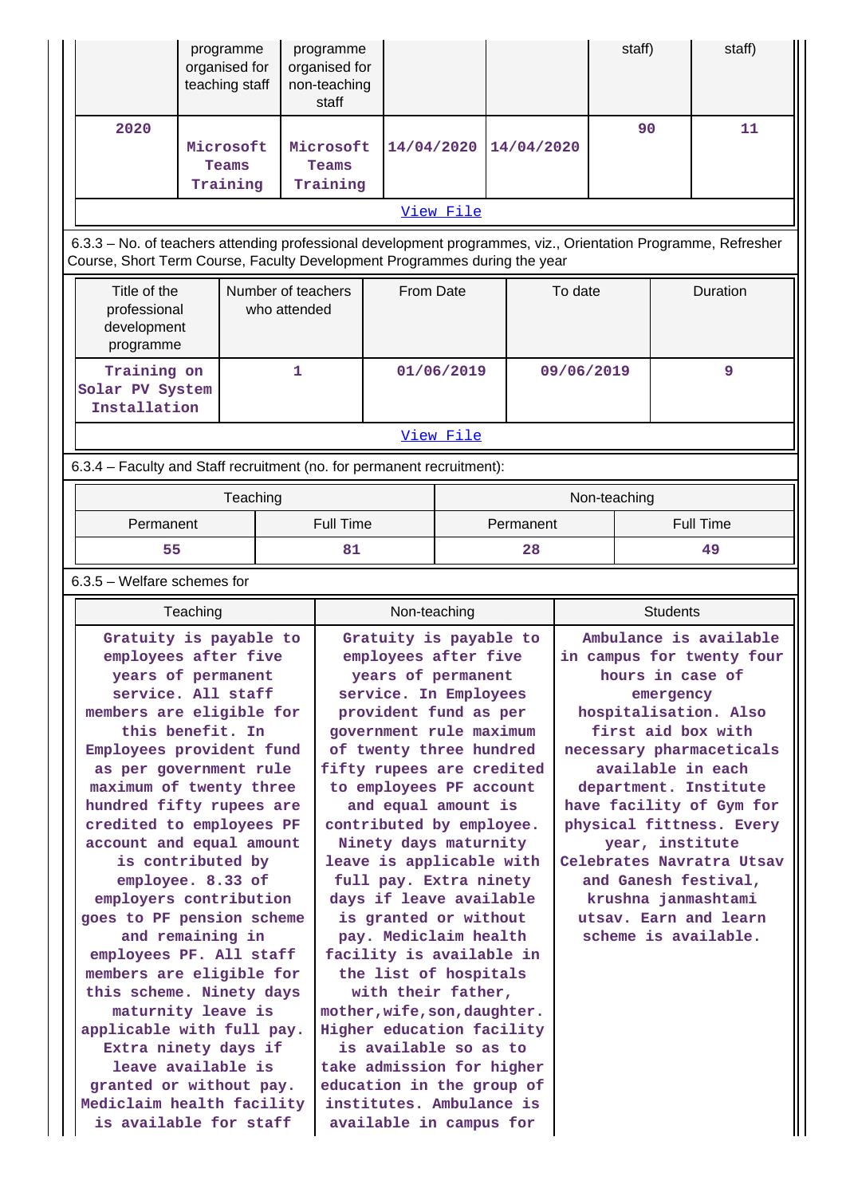| Year | Title of the professional development programme organised for teaching staff | Title of the administrative training programme organised for non-teaching staff | From date | To Date | Number of participants (Teaching staff) | Number of participants (non-teaching staff) |
|---|---|---|---|---|---|---|
| 2020 | Microsoft Teams Training | Microsoft Teams Training | 14/04/2020 | 14/04/2020 | 90 | 11 |

View File

6.3.3 – No. of teachers attending professional development programmes, viz., Orientation Programme, Refresher Course, Short Term Course, Faculty Development Programmes during the year

| Title of the professional development programme | Number of teachers who attended | From Date | To date | Duration |
|---|---|---|---|---|
| Training on Solar PV System Installation | 1 | 01/06/2019 | 09/06/2019 | 9 |

View File

6.3.4 – Faculty and Staff recruitment (no. for permanent recruitment):

| Teaching | | Non-teaching | |
|---|---|---|---|
| Permanent | Full Time | Permanent | Full Time |
| 55 | 81 | 28 | 49 |

6.3.5 – Welfare schemes for

| Teaching | Non-teaching | Students |
|---|---|---|
| Gratuity is payable to employees after five years of permanent service. All staff members are eligible for this benefit. In Employees provident fund as per government rule maximum of twenty three hundred fifty rupees are credited to employees PF account and equal amount is contributed by employee. 8.33 of employers contribution goes to PF pension scheme and remaining in employees PF. All staff members are eligible for this scheme. Ninety days maturnity leave is applicable with full pay. Extra ninety days if leave available is granted or without pay. Mediclaim health facility is available for staff | Gratuity is payable to employees after five years of permanent service. In Employees provident fund as per government rule maximum of twenty three hundred fifty rupees are credited to employees PF account and equal amount is contributed by employee. Ninety days maturnity leave is applicable with full pay. Extra ninety days if leave available is granted or without pay. Mediclaim health facility is available in the list of hospitals with their father, mother,wife,son,daughter. Higher education facility is available so as to take admission for higher education in the group of institutes. Ambulance is available in campus for | Ambulance is available in campus for twenty four hours in case of emergency hospitalisation. Also first aid box with necessary pharmaceticals available in each department. Institute have facility of Gym for physical fittness. Every year, institute Celebrates Navratra Utsav and Ganesh festival, krushna janmashtami utsav. Earn and learn scheme is available. |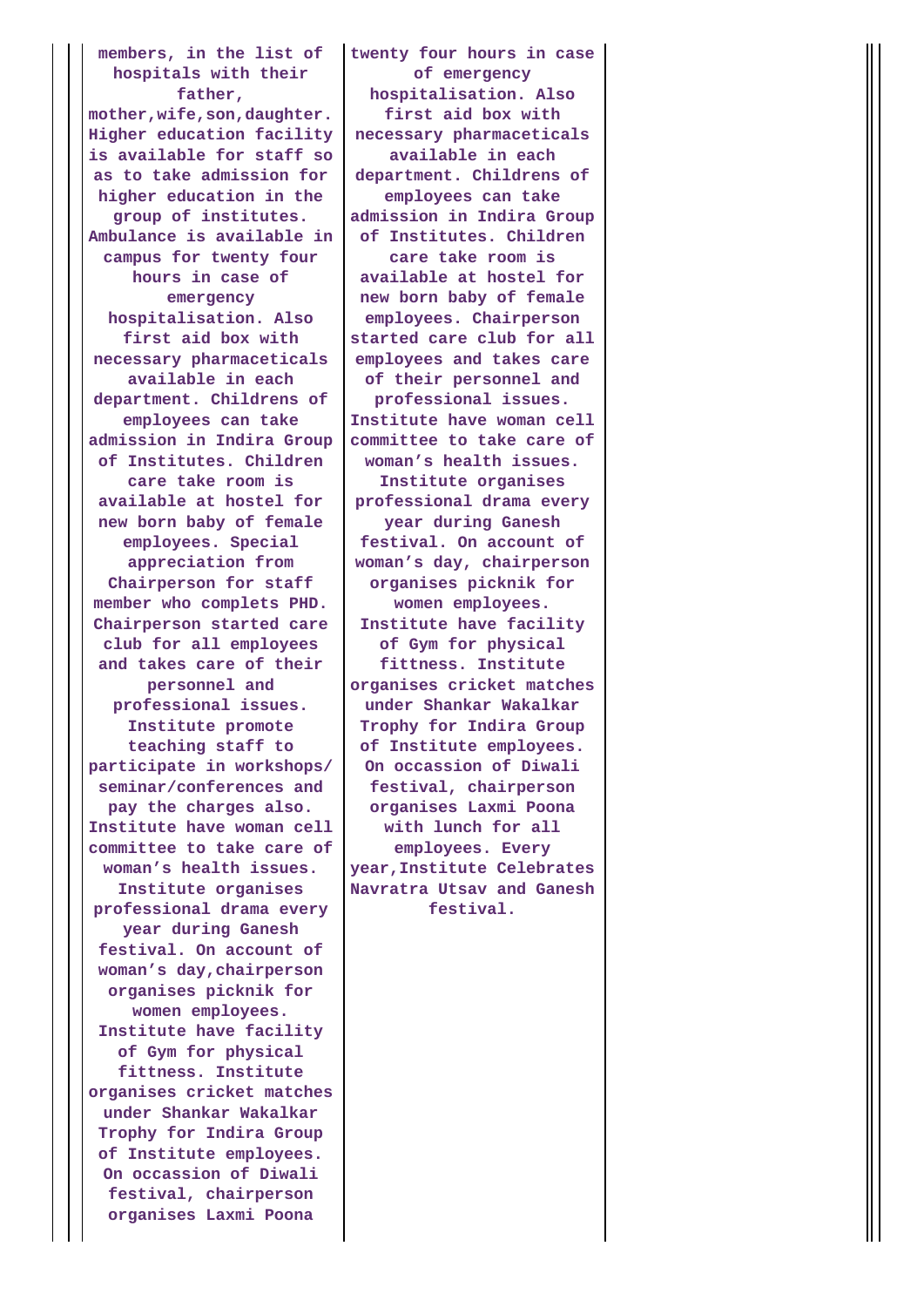| | | |
|---|---|---|
| members, in the list of hospitals with their father, mother,wife,son,daughter. Higher education facility is available for staff so as to take admission for higher education in the group of institutes. Ambulance is available in campus for twenty four hours in case of emergency hospitalisation. Also first aid box with necessary pharmaceuticals available in each department. Childrens of employees can take admission in Indira Group of Institutes. Children care take room is available at hostel for new born baby of female employees. Special appreciation from Chairperson for staff member who complets PHD. Chairperson started care club for all employees and takes care of their personnel and professional issues. Institute promote teaching staff to participate in workshops/ seminar/conferences and pay the charges also. Institute have woman cell committee to take care of woman's health issues. Institute organises professional drama every year during Ganesh festival. On account of woman's day,chairperson organises picknik for women employees. Institute have facility of Gym for physical fittness. Institute organises cricket matches under Shankar Wakalkar Trophy for Indira Group of Institute employees. On occassion of Diwali festival, chairperson organises Laxmi Poona | twenty four hours in case of emergency hospitalisation. Also first aid box with necessary pharmaceuticals available in each department. Childrens of employees can take admission in Indira Group of Institutes. Children care take room is available at hostel for new born baby of female employees. Chairperson started care club for all employees and takes care of their personnel and professional issues. Institute have woman cell committee to take care of woman's health issues. Institute organises professional drama every year during Ganesh festival. On account of woman's day, chairperson organises picknik for women employees. Institute have facility of Gym for physical fittness. Institute organises cricket matches under Shankar Wakalkar Trophy for Indira Group of Institute employees. On occassion of Diwali festival, chairperson organises Laxmi Poona with lunch for all employees. Every year,Institute Celebrates Navratra Utsav and Ganesh festival. | |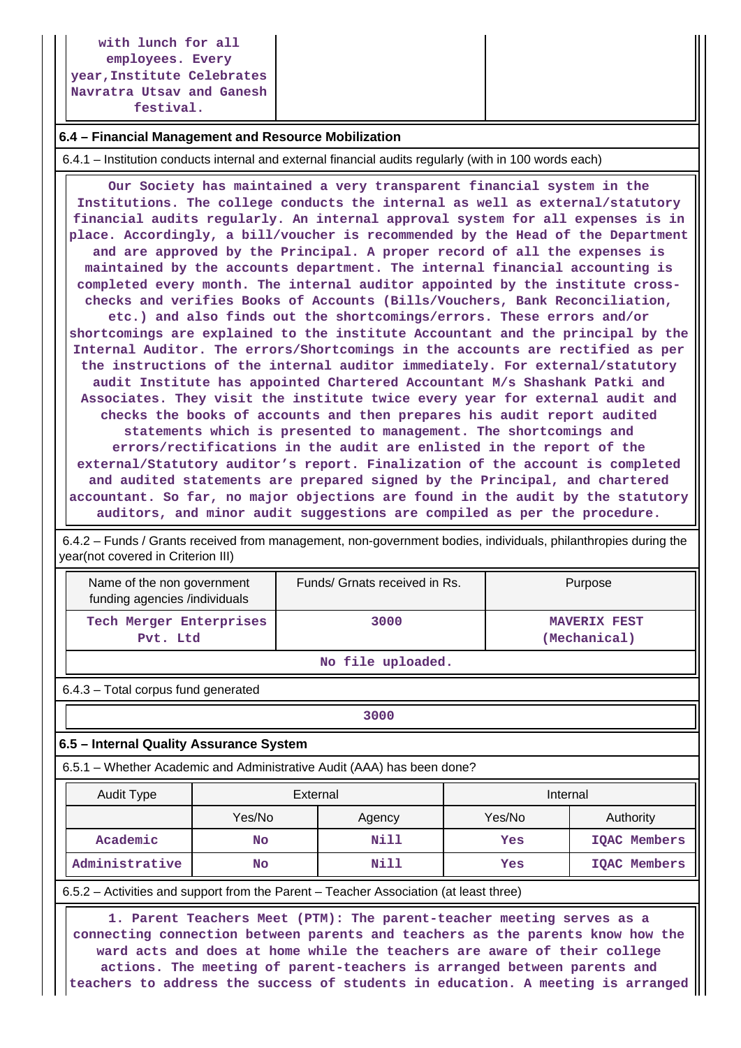| with lunch for all employees. Every year, Institute Celebrates Navratra Utsav and Ganesh festival. | | |
|---|---|---|

### 6.4 – Financial Management and Resource Mobilization

6.4.1 – Institution conducts internal and external financial audits regularly (with in 100 words each)

Our Society has maintained a very transparent financial system in the Institutions. The college conducts the internal as well as external/statutory financial audits regularly. An internal approval system for all expenses is in place. Accordingly, a bill/voucher is recommended by the Head of the Department and are approved by the Principal. A proper record of all the expenses is maintained by the accounts department. The internal financial accounting is completed every month. The internal auditor appointed by the institute cross-checks and verifies Books of Accounts (Bills/Vouchers, Bank Reconciliation, etc.) and also finds out the shortcomings/errors. These errors and/or shortcomings are explained to the institute Accountant and the principal by the Internal Auditor. The errors/Shortcomings in the accounts are rectified as per the instructions of the internal auditor immediately. For external/statutory audit Institute has appointed Chartered Accountant M/s Shashank Patki and Associates. They visit the institute twice every year for external audit and checks the books of accounts and then prepares his audit report audited statements which is presented to management. The shortcomings and errors/rectifications in the audit are enlisted in the report of the external/Statutory auditor's report. Finalization of the account is completed and audited statements are prepared signed by the Principal, and chartered accountant. So far, no major objections are found in the audit by the statutory auditors, and minor audit suggestions are compiled as per the procedure.

6.4.2 – Funds / Grants received from management, non-government bodies, individuals, philanthropies during the year(not covered in Criterion III)

| Name of the non government funding agencies /individuals | Funds/ Grnats received in Rs. | Purpose |
|---|---|---|
| Tech Merger Enterprises Pvt. Ltd | 3000 | MAVERIX FEST (Mechanical) |
| No file uploaded. | | |

6.4.3 – Total corpus fund generated

| 3000 |
|---|

### 6.5 – Internal Quality Assurance System

6.5.1 – Whether Academic and Administrative Audit (AAA) has been done?

| Audit Type | External | | Internal | |
|---|---|---|---|---|
| | Yes/No | Agency | Yes/No | Authority |
| Academic | No | Nill | Yes | IQAC Members |
| Administrative | No | Nill | Yes | IQAC Members |

6.5.2 – Activities and support from the Parent – Teacher Association (at least three)

1. Parent Teachers Meet (PTM): The parent-teacher meeting serves as a connecting connection between parents and teachers as the parents know how the ward acts and does at home while the teachers are aware of their college actions. The meeting of parent-teachers is arranged between parents and teachers to address the success of students in education. A meeting is arranged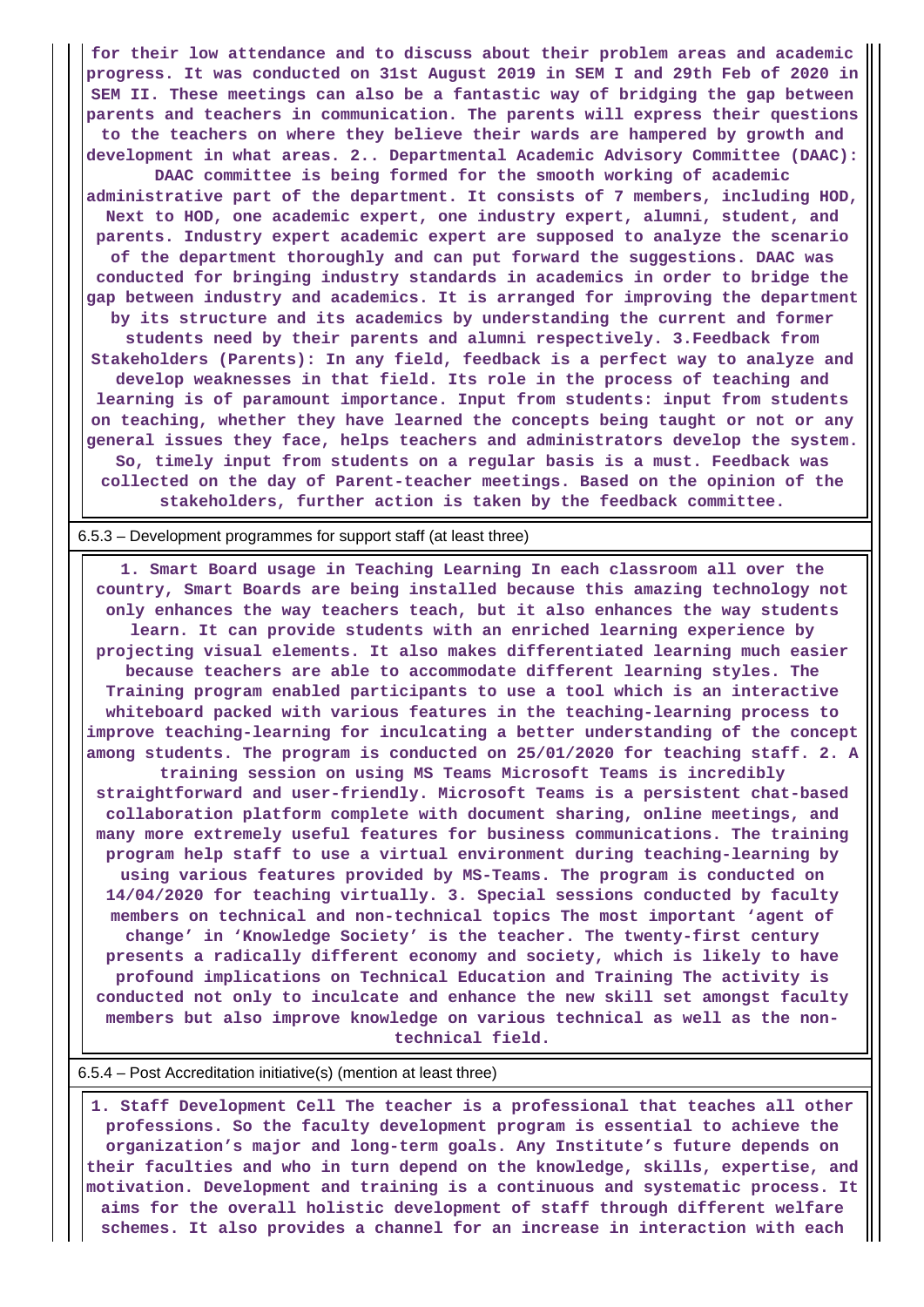**for their low attendance and to discuss about their problem areas and academic progress. It was conducted on 31st August 2019 in SEM I and 29th Feb of 2020 in SEM II. These meetings can also be a fantastic way of bridging the gap between parents and teachers in communication. The parents will express their questions to the teachers on where they believe their wards are hampered by growth and development in what areas. 2.. Departmental Academic Advisory Committee (DAAC): DAAC committee is being formed for the smooth working of academic administrative part of the department. It consists of 7 members, including HOD, Next to HOD, one academic expert, one industry expert, alumni, student, and parents. Industry expert academic expert are supposed to analyze the scenario of the department thoroughly and can put forward the suggestions. DAAC was conducted for bringing industry standards in academics in order to bridge the gap between industry and academics. It is arranged for improving the department by its structure and its academics by understanding the current and former students need by their parents and alumni respectively. 3.Feedback from Stakeholders (Parents): In any field, feedback is a perfect way to analyze and develop weaknesses in that field. Its role in the process of teaching and learning is of paramount importance. Input from students: input from students on teaching, whether they have learned the concepts being taught or not or any general issues they face, helps teachers and administrators develop the system. So, timely input from students on a regular basis is a must. Feedback was collected on the day of Parent-teacher meetings. Based on the opinion of the stakeholders, further action is taken by the feedback committee.**

6.5.3 – Development programmes for support staff (at least three)

**1. Smart Board usage in Teaching Learning In each classroom all over the country, Smart Boards are being installed because this amazing technology not only enhances the way teachers teach, but it also enhances the way students learn. It can provide students with an enriched learning experience by projecting visual elements. It also makes differentiated learning much easier because teachers are able to accommodate different learning styles. The Training program enabled participants to use a tool which is an interactive whiteboard packed with various features in the teaching-learning process to improve teaching-learning for inculcating a better understanding of the concept among students. The program is conducted on 25/01/2020 for teaching staff. 2. A training session on using MS Teams Microsoft Teams is incredibly straightforward and user-friendly. Microsoft Teams is a persistent chat-based collaboration platform complete with document sharing, online meetings, and many more extremely useful features for business communications. The training program help staff to use a virtual environment during teaching-learning by using various features provided by MS-Teams. The program is conducted on 14/04/2020 for teaching virtually. 3. Special sessions conducted by faculty members on technical and non-technical topics The most important 'agent of change' in 'Knowledge Society' is the teacher. The twenty-first century presents a radically different economy and society, which is likely to have profound implications on Technical Education and Training The activity is conducted not only to inculcate and enhance the new skill set amongst faculty members but also improve knowledge on various technical as well as the non-technical field.**

6.5.4 – Post Accreditation initiative(s) (mention at least three)

**1. Staff Development Cell The teacher is a professional that teaches all other professions. So the faculty development program is essential to achieve the organization's major and long-term goals. Any Institute's future depends on their faculties and who in turn depend on the knowledge, skills, expertise, and motivation. Development and training is a continuous and systematic process. It aims for the overall holistic development of staff through different welfare schemes. It also provides a channel for an increase in interaction with each**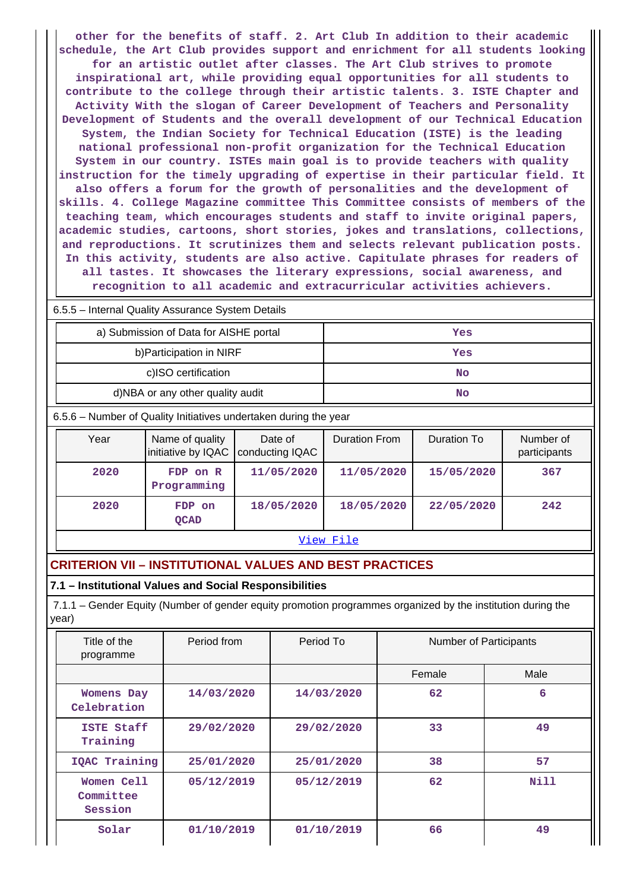other for the benefits of staff. 2. Art Club In addition to their academic schedule, the Art Club provides support and enrichment for all students looking for an artistic outlet after classes. The Art Club strives to promote inspirational art, while providing equal opportunities for all students to contribute to the college through their artistic talents. 3. ISTE Chapter and Activity With the slogan of Career Development of Teachers and Personality Development of Students and the overall development of our Technical Education System, the Indian Society for Technical Education (ISTE) is the leading national professional non-profit organization for the Technical Education System in our country. ISTEs main goal is to provide teachers with quality instruction for the timely upgrading of expertise in their particular field. It also offers a forum for the growth of personalities and the development of skills. 4. College Magazine committee This Committee consists of members of the teaching team, which encourages students and staff to invite original papers, academic studies, cartoons, short stories, jokes and translations, collections, and reproductions. It scrutinizes them and selects relevant publication posts. In this activity, students are also active. Capitulate phrases for readers of all tastes. It showcases the literary expressions, social awareness, and recognition to all academic and extracurricular activities achievers.

6.5.5 – Internal Quality Assurance System Details

| | |
|---|---|
| a) Submission of Data for AISHE portal | Yes |
| b)Participation in NIRF | Yes |
| c)ISO certification | No |
| d)NBA or any other quality audit | No |

6.5.6 – Number of Quality Initiatives undertaken during the year

| Year | Name of quality initiative by IQAC | Date of conducting IQAC | Duration From | Duration To | Number of participants |
|---|---|---|---|---|---|
| 2020 | FDP on R Programming | 11/05/2020 | 11/05/2020 | 15/05/2020 | 367 |
| 2020 | FDP on QCAD | 18/05/2020 | 18/05/2020 | 22/05/2020 | 242 |

View File

## CRITERION VII – INSTITUTIONAL VALUES AND BEST PRACTICES

### 7.1 – Institutional Values and Social Responsibilities

7.1.1 – Gender Equity (Number of gender equity promotion programmes organized by the institution during the year)

| Title of the programme | Period from | Period To | Number of Participants | |
|---|---|---|---|---|
| | | | Female | Male |
| Womens Day Celebration | 14/03/2020 | 14/03/2020 | 62 | 6 |
| ISTE Staff Training | 29/02/2020 | 29/02/2020 | 33 | 49 |
| IQAC Training | 25/01/2020 | 25/01/2020 | 38 | 57 |
| Women Cell Committee Session | 05/12/2019 | 05/12/2019 | 62 | Nill |
| Solar | 01/10/2019 | 01/10/2019 | 66 | 49 |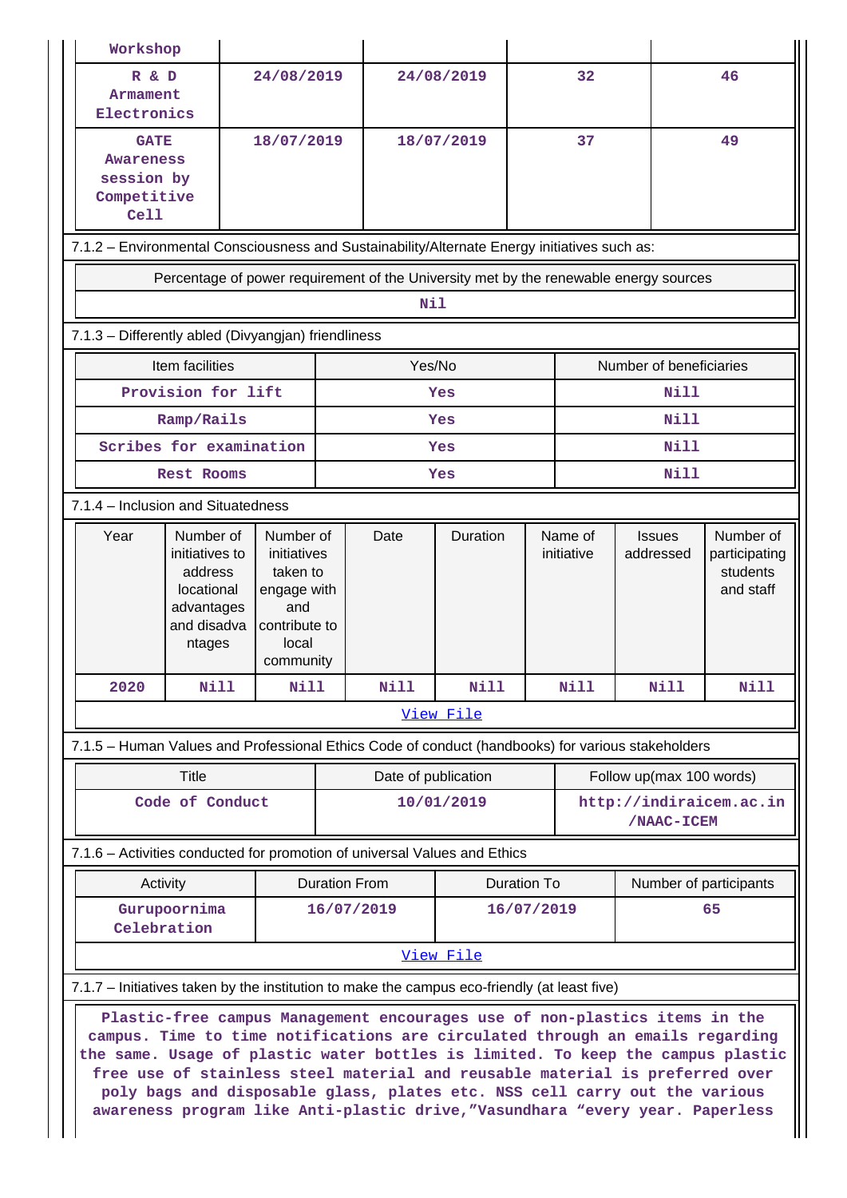| Workshop | | | | |
|---|---|---|---|---|
| R & D Armament Electronics | 24/08/2019 | 24/08/2019 | 32 | 46 |
| GATE Awareness session by Competitive Cell | 18/07/2019 | 18/07/2019 | 37 | 49 |

7.1.2 – Environmental Consciousness and Sustainability/Alternate Energy initiatives such as:

| Percentage of power requirement of the University met by the renewable energy sources |
|---|
| Nil |

7.1.3 – Differently abled (Divyangjan) friendliness

| Item facilities | Yes/No | Number of beneficiaries |
|---|---|---|
| Provision for lift | Yes | Nill |
| Ramp/Rails | Yes | Nill |
| Scribes for examination | Yes | Nill |
| Rest Rooms | Yes | Nill |

7.1.4 – Inclusion and Situatedness

| Year | Number of initiatives to address locational advantages and disadvantages | Number of initiatives taken to engage with and contribute to local community | Date | Duration | Name of initiative | Issues addressed | Number of participating students and staff |
|---|---|---|---|---|---|---|---|
| 2020 | Nill | Nill | Nill | Nill | Nill | Nill | Nill |

View File

7.1.5 – Human Values and Professional Ethics Code of conduct (handbooks) for various stakeholders

| Title | Date of publication | Follow up(max 100 words) |
|---|---|---|
| Code of Conduct | 10/01/2019 | http://indiraicem.ac.in/NAAC-ICEM |

7.1.6 – Activities conducted for promotion of universal Values and Ethics

| Activity | Duration From | Duration To | Number of participants |
|---|---|---|---|
| Gurupoornima Celebration | 16/07/2019 | 16/07/2019 | 65 |

View File

7.1.7 – Initiatives taken by the institution to make the campus eco-friendly (at least five)

Plastic-free campus Management encourages use of non-plastics items in the campus. Time to time notifications are circulated through an emails regarding the same. Usage of plastic water bottles is limited. To keep the campus plastic free use of stainless steel material and reusable material is preferred over poly bags and disposable glass, plates etc. NSS cell carry out the various awareness program like Anti-plastic drive,"Vasundhara "every year. Paperless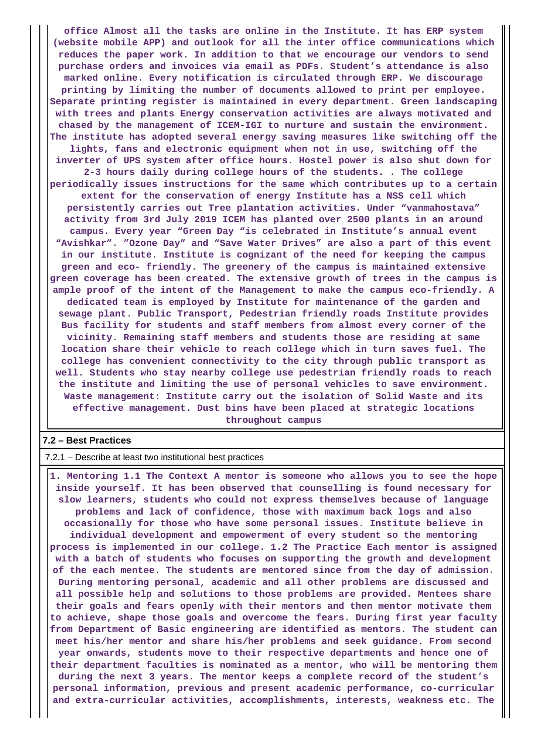**office Almost all the tasks are online in the Institute. It has ERP system (website mobile APP) and outlook for all the inter office communications which reduces the paper work. In addition to that we encourage our vendors to send purchase orders and invoices via email as PDFs. Student's attendance is also marked online. Every notification is circulated through ERP. We discourage printing by limiting the number of documents allowed to print per employee. Separate printing register is maintained in every department. Green landscaping with trees and plants Energy conservation activities are always motivated and chased by the management of ICEM-IGI to nurture and sustain the environment. The institute has adopted several energy saving measures like switching off the lights, fans and electronic equipment when not in use, switching off the inverter of UPS system after office hours. Hostel power is also shut down for 2-3 hours daily during college hours of the students. . The college periodically issues instructions for the same which contributes up to a certain extent for the conservation of energy Institute has a NSS cell which persistently carries out Tree plantation activities. Under "vanmahostava" activity from 3rd July 2019 ICEM has planted over 2500 plants in an around campus. Every year "Green Day "is celebrated in Institute's annual event "Avishkar". "Ozone Day" and "Save Water Drives" are also a part of this event in our institute. Institute is cognizant of the need for keeping the campus green and eco- friendly. The greenery of the campus is maintained extensive green coverage has been created. The extensive growth of trees in the campus is ample proof of the intent of the Management to make the campus eco-friendly. A dedicated team is employed by Institute for maintenance of the garden and sewage plant. Public Transport, Pedestrian friendly roads Institute provides Bus facility for students and staff members from almost every corner of the vicinity. Remaining staff members and students those are residing at same location share their vehicle to reach college which in turn saves fuel. The college has convenient connectivity to the city through public transport as well. Students who stay nearby college use pedestrian friendly roads to reach the institute and limiting the use of personal vehicles to save environment. Waste management: Institute carry out the isolation of Solid Waste and its effective management. Dust bins have been placed at strategic locations throughout campus**

**7.2 – Best Practices**

7.2.1 – Describe at least two institutional best practices

**1. Mentoring 1.1 The Context A mentor is someone who allows you to see the hope inside yourself. It has been observed that counselling is found necessary for slow learners, students who could not express themselves because of language problems and lack of confidence, those with maximum back logs and also occasionally for those who have some personal issues. Institute believe in individual development and empowerment of every student so the mentoring process is implemented in our college. 1.2 The Practice Each mentor is assigned with a batch of students who focuses on supporting the growth and development of the each mentee. The students are mentored since from the day of admission. During mentoring personal, academic and all other problems are discussed and all possible help and solutions to those problems are provided. Mentees share their goals and fears openly with their mentors and then mentor motivate them to achieve, shape those goals and overcome the fears. During first year faculty from Department of Basic engineering are identified as mentors. The student can meet his/her mentor and share his/her problems and seek guidance. From second year onwards, students move to their respective departments and hence one of their department faculties is nominated as a mentor, who will be mentoring them during the next 3 years. The mentor keeps a complete record of the student's personal information, previous and present academic performance, co-curricular and extra-curricular activities, accomplishments, interests, weakness etc. The**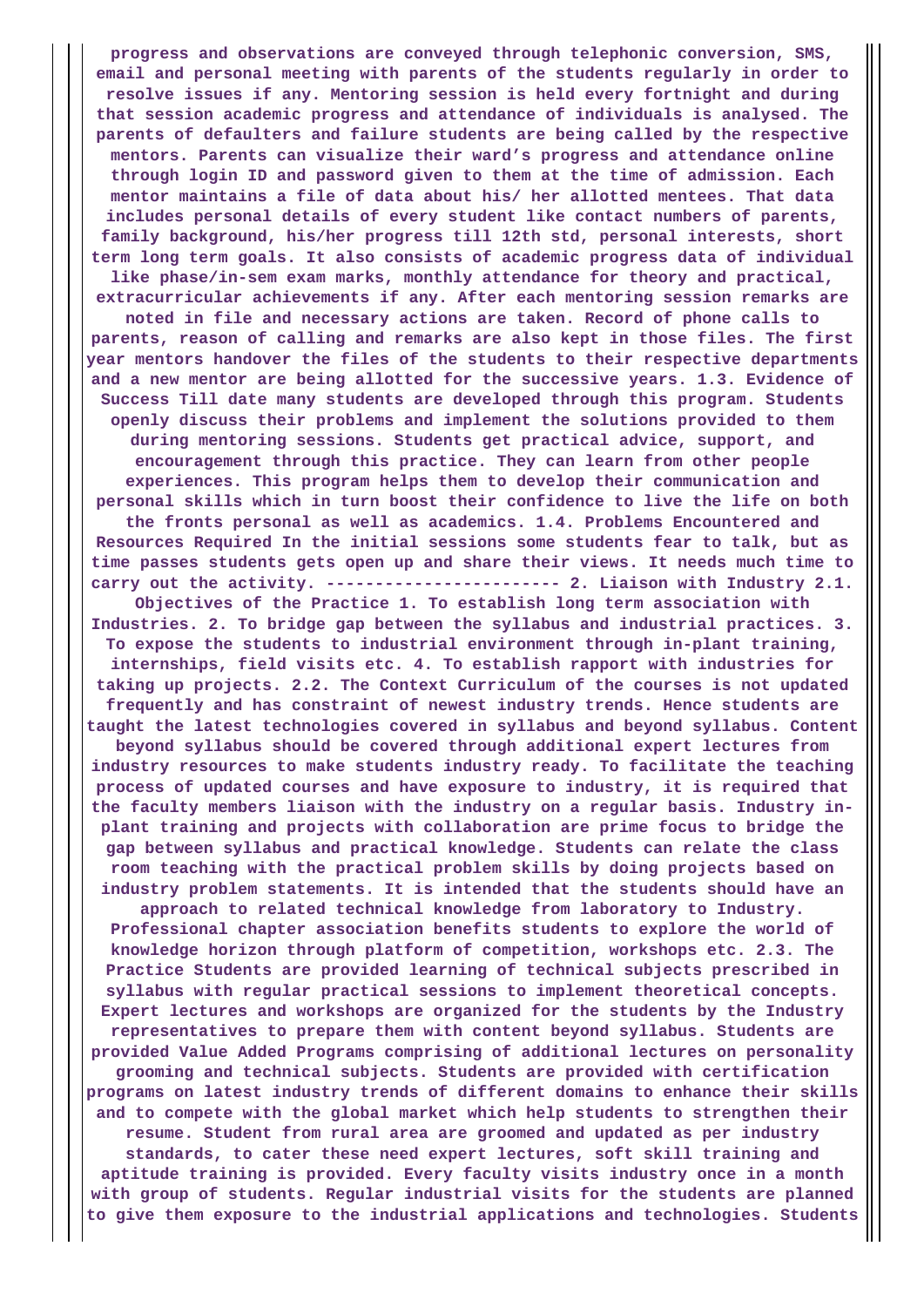**progress and observations are conveyed through telephonic conversion, SMS, email and personal meeting with parents of the students regularly in order to resolve issues if any. Mentoring session is held every fortnight and during that session academic progress and attendance of individuals is analysed. The parents of defaulters and failure students are being called by the respective mentors. Parents can visualize their ward's progress and attendance online through login ID and password given to them at the time of admission. Each mentor maintains a file of data about his/ her allotted mentees. That data includes personal details of every student like contact numbers of parents, family background, his/her progress till 12th std, personal interests, short term long term goals. It also consists of academic progress data of individual like phase/in-sem exam marks, monthly attendance for theory and practical, extracurricular achievements if any. After each mentoring session remarks are noted in file and necessary actions are taken. Record of phone calls to parents, reason of calling and remarks are also kept in those files. The first year mentors handover the files of the students to their respective departments and a new mentor are being allotted for the successive years. 1.3. Evidence of Success Till date many students are developed through this program. Students openly discuss their problems and implement the solutions provided to them during mentoring sessions. Students get practical advice, support, and encouragement through this practice. They can learn from other people experiences. This program helps them to develop their communication and personal skills which in turn boost their confidence to live the life on both the fronts personal as well as academics. 1.4. Problems Encountered and Resources Required In the initial sessions some students fear to talk, but as time passes students gets open up and share their views. It needs much time to carry out the activity. ------------------------ 2. Liaison with Industry 2.1. Objectives of the Practice 1. To establish long term association with Industries. 2. To bridge gap between the syllabus and industrial practices. 3. To expose the students to industrial environment through in-plant training, internships, field visits etc. 4. To establish rapport with industries for taking up projects. 2.2. The Context Curriculum of the courses is not updated frequently and has constraint of newest industry trends. Hence students are taught the latest technologies covered in syllabus and beyond syllabus. Content beyond syllabus should be covered through additional expert lectures from industry resources to make students industry ready. To facilitate the teaching process of updated courses and have exposure to industry, it is required that the faculty members liaison with the industry on a regular basis. Industry in-plant training and projects with collaboration are prime focus to bridge the gap between syllabus and practical knowledge. Students can relate the class room teaching with the practical problem skills by doing projects based on industry problem statements. It is intended that the students should have an approach to related technical knowledge from laboratory to Industry. Professional chapter association benefits students to explore the world of knowledge horizon through platform of competition, workshops etc. 2.3. The Practice Students are provided learning of technical subjects prescribed in syllabus with regular practical sessions to implement theoretical concepts. Expert lectures and workshops are organized for the students by the Industry representatives to prepare them with content beyond syllabus. Students are provided Value Added Programs comprising of additional lectures on personality grooming and technical subjects. Students are provided with certification programs on latest industry trends of different domains to enhance their skills and to compete with the global market which help students to strengthen their resume. Student from rural area are groomed and updated as per industry standards, to cater these need expert lectures, soft skill training and aptitude training is provided. Every faculty visits industry once in a month with group of students. Regular industrial visits for the students are planned to give them exposure to the industrial applications and technologies. Students**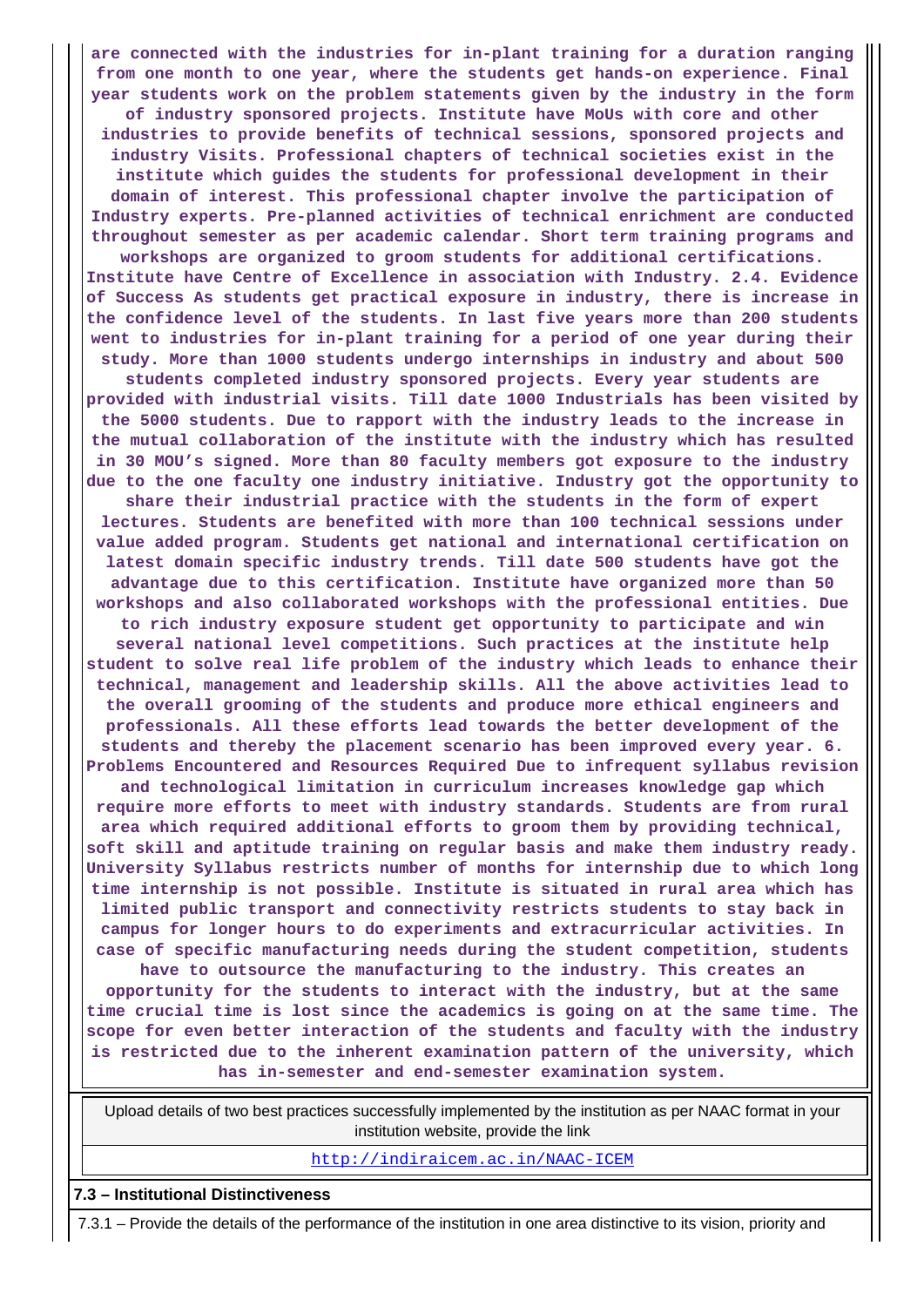are connected with the industries for in-plant training for a duration ranging from one month to one year, where the students get hands-on experience. Final year students work on the problem statements given by the industry in the form of industry sponsored projects. Institute have MoUs with core and other industries to provide benefits of technical sessions, sponsored projects and industry Visits. Professional chapters of technical societies exist in the institute which guides the students for professional development in their domain of interest. This professional chapter involve the participation of Industry experts. Pre-planned activities of technical enrichment are conducted throughout semester as per academic calendar. Short term training programs and workshops are organized to groom students for additional certifications. Institute have Centre of Excellence in association with Industry. 2.4. Evidence of Success As students get practical exposure in industry, there is increase in the confidence level of the students. In last five years more than 200 students went to industries for in-plant training for a period of one year during their study. More than 1000 students undergo internships in industry and about 500 students completed industry sponsored projects. Every year students are provided with industrial visits. Till date 1000 Industrials has been visited by the 5000 students. Due to rapport with the industry leads to the increase in the mutual collaboration of the institute with the industry which has resulted in 30 MOU's signed. More than 80 faculty members got exposure to the industry due to the one faculty one industry initiative. Industry got the opportunity to share their industrial practice with the students in the form of expert lectures. Students are benefited with more than 100 technical sessions under value added program. Students get national and international certification on latest domain specific industry trends. Till date 500 students have got the advantage due to this certification. Institute have organized more than 50 workshops and also collaborated workshops with the professional entities. Due to rich industry exposure student get opportunity to participate and win several national level competitions. Such practices at the institute help student to solve real life problem of the industry which leads to enhance their technical, management and leadership skills. All the above activities lead to the overall grooming of the students and produce more ethical engineers and professionals. All these efforts lead towards the better development of the students and thereby the placement scenario has been improved every year. 6. Problems Encountered and Resources Required Due to infrequent syllabus revision and technological limitation in curriculum increases knowledge gap which require more efforts to meet with industry standards. Students are from rural area which required additional efforts to groom them by providing technical, soft skill and aptitude training on regular basis and make them industry ready. University Syllabus restricts number of months for internship due to which long time internship is not possible. Institute is situated in rural area which has limited public transport and connectivity restricts students to stay back in campus for longer hours to do experiments and extracurricular activities. In case of specific manufacturing needs during the student competition, students have to outsource the manufacturing to the industry. This creates an opportunity for the students to interact with the industry, but at the same time crucial time is lost since the academics is going on at the same time. The scope for even better interaction of the students and faculty with the industry is restricted due to the inherent examination pattern of the university, which has in-semester and end-semester examination system.

| Upload details of two best practices successfully implemented by the institution as per NAAC format in your institution website, provide the link |
|---|
| http://indiraicem.ac.in/NAAC-ICEM |

**7.3 – Institutional Distinctiveness**

7.3.1 – Provide the details of the performance of the institution in one area distinctive to its vision, priority and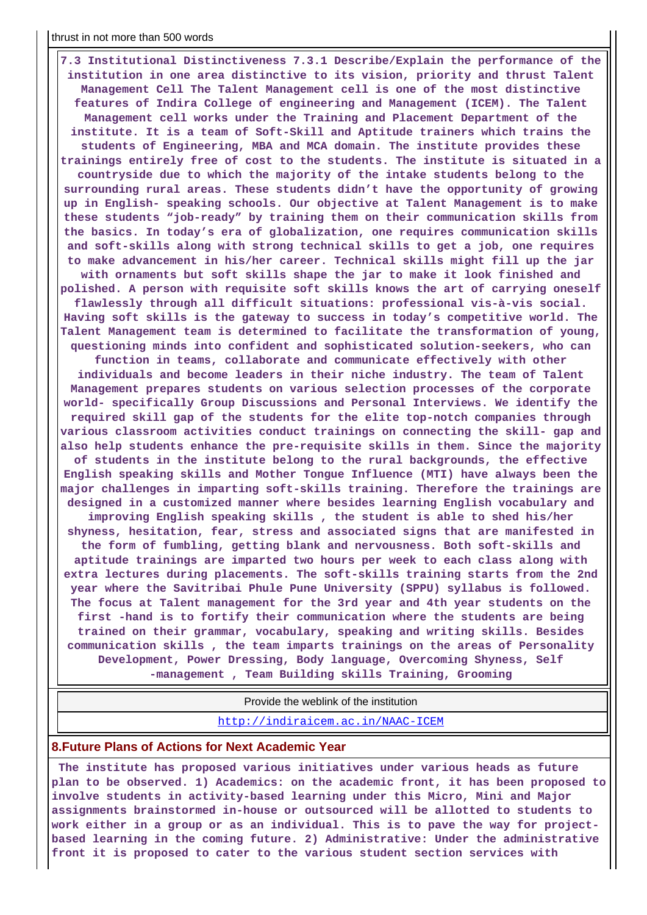thrust in not more than 500 words

**7.3 Institutional Distinctiveness 7.3.1 Describe/Explain the performance of the institution in one area distinctive to its vision, priority and thrust Talent Management Cell The Talent Management cell is one of the most distinctive features of Indira College of engineering and Management (ICEM). The Talent Management cell works under the Training and Placement Department of the institute. It is a team of Soft-Skill and Aptitude trainers which trains the students of Engineering, MBA and MCA domain. The institute provides these trainings entirely free of cost to the students. The institute is situated in a countryside due to which the majority of the intake students belong to the surrounding rural areas. These students didn't have the opportunity of growing up in English- speaking schools. Our objective at Talent Management is to make these students "job-ready" by training them on their communication skills from the basics. In today's era of globalization, one requires communication skills and soft-skills along with strong technical skills to get a job, one requires to make advancement in his/her career. Technical skills might fill up the jar with ornaments but soft skills shape the jar to make it look finished and polished. A person with requisite soft skills knows the art of carrying oneself flawlessly through all difficult situations: professional vis-à-vis social. Having soft skills is the gateway to success in today's competitive world. The Talent Management team is determined to facilitate the transformation of young, questioning minds into confident and sophisticated solution-seekers, who can function in teams, collaborate and communicate effectively with other individuals and become leaders in their niche industry. The team of Talent Management prepares students on various selection processes of the corporate world- specifically Group Discussions and Personal Interviews. We identify the required skill gap of the students for the elite top-notch companies through various classroom activities conduct trainings on connecting the skill- gap and also help students enhance the pre-requisite skills in them. Since the majority of students in the institute belong to the rural backgrounds, the effective English speaking skills and Mother Tongue Influence (MTI) have always been the major challenges in imparting soft-skills training. Therefore the trainings are designed in a customized manner where besides learning English vocabulary and improving English speaking skills , the student is able to shed his/her shyness, hesitation, fear, stress and associated signs that are manifested in the form of fumbling, getting blank and nervousness. Both soft-skills and aptitude trainings are imparted two hours per week to each class along with extra lectures during placements. The soft-skills training starts from the 2nd year where the Savitribai Phule Pune University (SPPU) syllabus is followed. The focus at Talent management for the 3rd year and 4th year students on the first -hand is to fortify their communication where the students are being trained on their grammar, vocabulary, speaking and writing skills. Besides communication skills , the team imparts trainings on the areas of Personality Development, Power Dressing, Body language, Overcoming Shyness, Self -management , Team Building skills Training, Grooming**

| Provide the weblink of the institution |
|---|
| http://indiraicem.ac.in/NAAC-ICEM |

## 8.Future Plans of Actions for Next Academic Year

**The institute has proposed various initiatives under various heads as future plan to be observed. 1) Academics: on the academic front, it has been proposed to involve students in activity-based learning under this Micro, Mini and Major assignments brainstormed in-house or outsourced will be allotted to students to work either in a group or as an individual. This is to pave the way for project-based learning in the coming future. 2) Administrative: Under the administrative front it is proposed to cater to the various student section services with**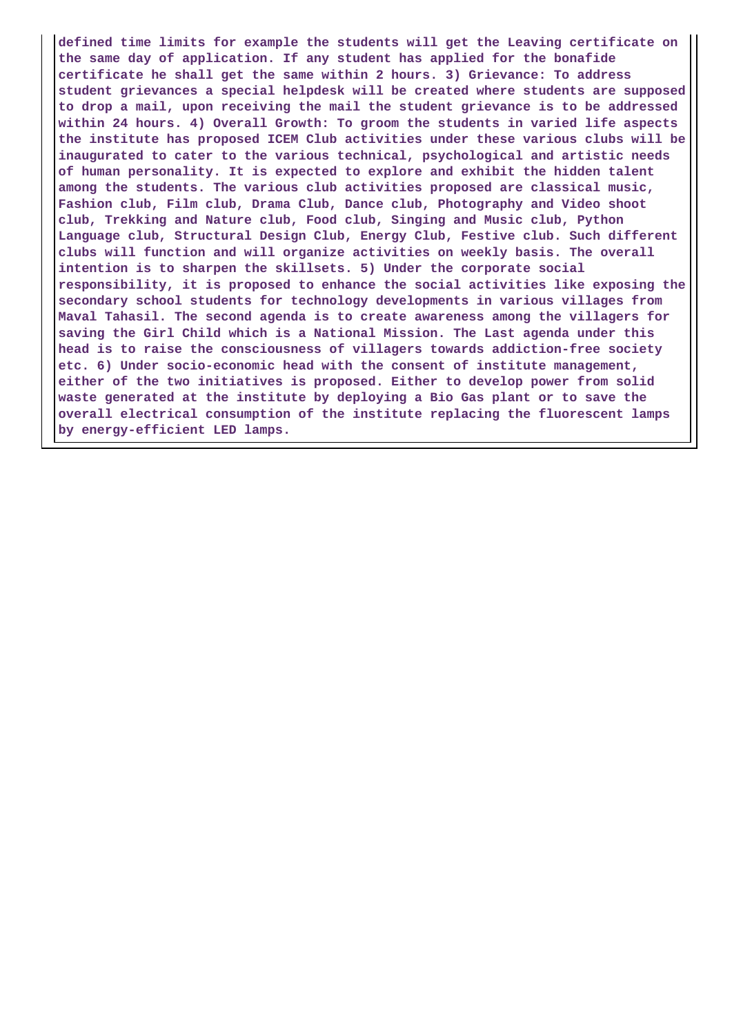**defined time limits for example the students will get the Leaving certificate on the same day of application. If any student has applied for the bonafide certificate he shall get the same within 2 hours. 3) Grievance: To address student grievances a special helpdesk will be created where students are supposed to drop a mail, upon receiving the mail the student grievance is to be addressed within 24 hours. 4) Overall Growth: To groom the students in varied life aspects the institute has proposed ICEM Club activities under these various clubs will be inaugurated to cater to the various technical, psychological and artistic needs of human personality. It is expected to explore and exhibit the hidden talent among the students. The various club activities proposed are classical music, Fashion club, Film club, Drama Club, Dance club, Photography and Video shoot club, Trekking and Nature club, Food club, Singing and Music club, Python Language club, Structural Design Club, Energy Club, Festive club. Such different clubs will function and will organize activities on weekly basis. The overall intention is to sharpen the skillsets. 5) Under the corporate social responsibility, it is proposed to enhance the social activities like exposing the secondary school students for technology developments in various villages from Maval Tahasil. The second agenda is to create awareness among the villagers for saving the Girl Child which is a National Mission. The Last agenda under this head is to raise the consciousness of villagers towards addiction-free society etc. 6) Under socio-economic head with the consent of institute management, either of the two initiatives is proposed. Either to develop power from solid waste generated at the institute by deploying a Bio Gas plant or to save the overall electrical consumption of the institute replacing the fluorescent lamps by energy-efficient LED lamps.**